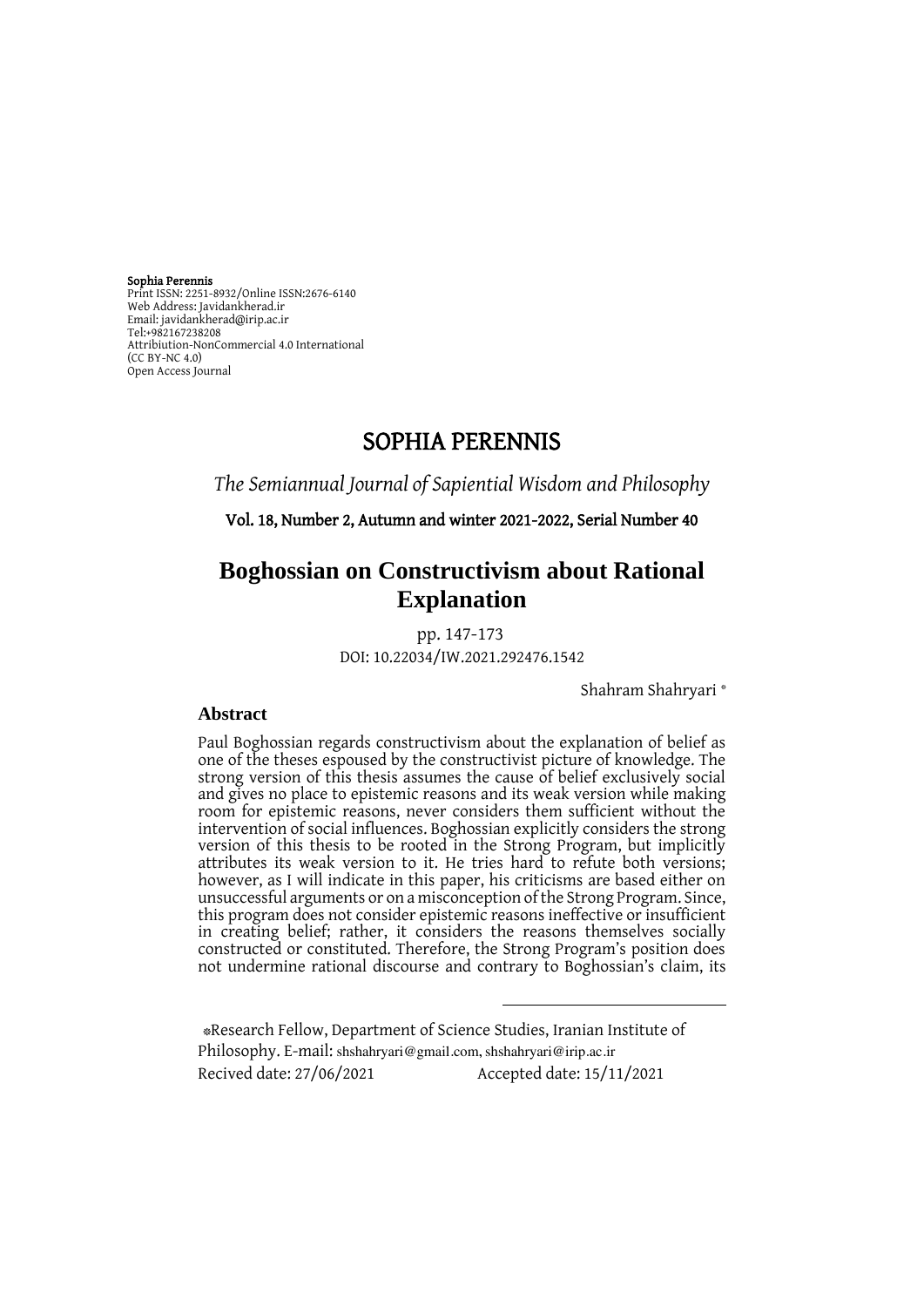**Sophia Perennis**
Print ISSN: 2251-8932/Online ISSN:2676-6140
Web Address: Javidankherad.ir
Email: javidankherad@irip.ac.ir
Tel:+982167238208
Attribiution-NonCommercial 4.0 International
(CC BY-NC 4.0)
Open Access Journal

# SOPHIA PERENNIS

*The Semiannual Journal of Sapiential Wisdom and Philosophy*

**Vol. 18, Number 2, Autumn and winter 2021-2022, Serial Number 40**

# Boghossian on Constructivism about Rational Explanation

pp. 147-173

DOI: 10.22034/IW.2021.292476.1542

Shahram Shahryari *

## Abstract

Paul Boghossian regards constructivism about the explanation of belief as one of the theses espoused by the constructivist picture of knowledge. The strong version of this thesis assumes the cause of belief exclusively social and gives no place to epistemic reasons and its weak version while making room for epistemic reasons, never considers them sufficient without the intervention of social influences. Boghossian explicitly considers the strong version of this thesis to be rooted in the Strong Program, but implicitly attributes its weak version to it. He tries hard to refute both versions; however, as I will indicate in this paper, his criticisms are based either on unsuccessful arguments or on a misconception of the Strong Program. Since, this program does not consider epistemic reasons ineffective or insufficient in creating belief; rather, it considers the reasons themselves socially constructed or constituted. Therefore, the Strong Program's position does not undermine rational discourse and contrary to Boghossian's claim, its

---

*Research Fellow, Department of Science Studies, Iranian Institute of Philosophy. E-mail: shshahryari@gmail.com, shshahryari@irip.ac.ir

Recived date: 27/06/2021 Accepted date: 15/11/2021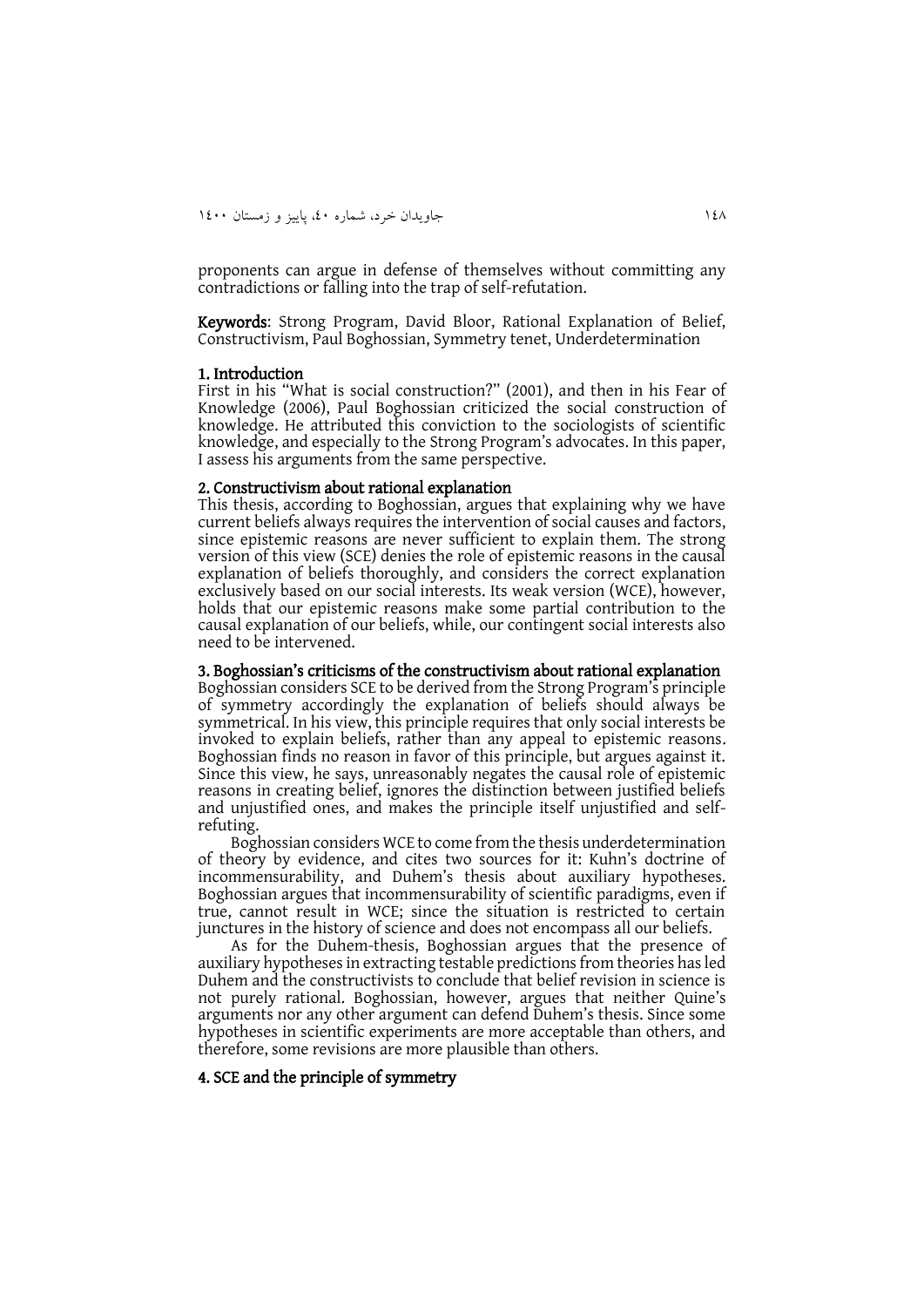proponents can argue in defense of themselves without committing any contradictions or falling into the trap of self-refutation.

**Keywords**: Strong Program, David Bloor, Rational Explanation of Belief, Constructivism, Paul Boghossian, Symmetry tenet, Underdetermination

## 1. Introduction

First in his "What is social construction?" (2001), and then in his Fear of Knowledge (2006), Paul Boghossian criticized the social construction of knowledge. He attributed this conviction to the sociologists of scientific knowledge, and especially to the Strong Program's advocates. In this paper, I assess his arguments from the same perspective.

## 2. Constructivism about rational explanation

This thesis, according to Boghossian, argues that explaining why we have current beliefs always requires the intervention of social causes and factors, since epistemic reasons are never sufficient to explain them. The strong version of this view (SCE) denies the role of epistemic reasons in the causal explanation of beliefs thoroughly, and considers the correct explanation exclusively based on our social interests. Its weak version (WCE), however, holds that our epistemic reasons make some partial contribution to the causal explanation of our beliefs, while, our contingent social interests also need to be intervened.

## 3. Boghossian's criticisms of the constructivism about rational explanation

Boghossian considers SCE to be derived from the Strong Program's principle of symmetry accordingly the explanation of beliefs should always be symmetrical. In his view, this principle requires that only social interests be invoked to explain beliefs, rather than any appeal to epistemic reasons. Boghossian finds no reason in favor of this principle, but argues against it. Since this view, he says, unreasonably negates the causal role of epistemic reasons in creating belief, ignores the distinction between justified beliefs and unjustified ones, and makes the principle itself unjustified and self-refuting.

Boghossian considers WCE to come from the thesis underdetermination of theory by evidence, and cites two sources for it: Kuhn's doctrine of incommensurability, and Duhem's thesis about auxiliary hypotheses. Boghossian argues that incommensurability of scientific paradigms, even if true, cannot result in WCE; since the situation is restricted to certain junctures in the history of science and does not encompass all our beliefs.

As for the Duhem-thesis, Boghossian argues that the presence of auxiliary hypotheses in extracting testable predictions from theories has led Duhem and the constructivists to conclude that belief revision in science is not purely rational. Boghossian, however, argues that neither Quine's arguments nor any other argument can defend Duhem's thesis. Since some hypotheses in scientific experiments are more acceptable than others, and therefore, some revisions are more plausible than others.

## 4. SCE and the principle of symmetry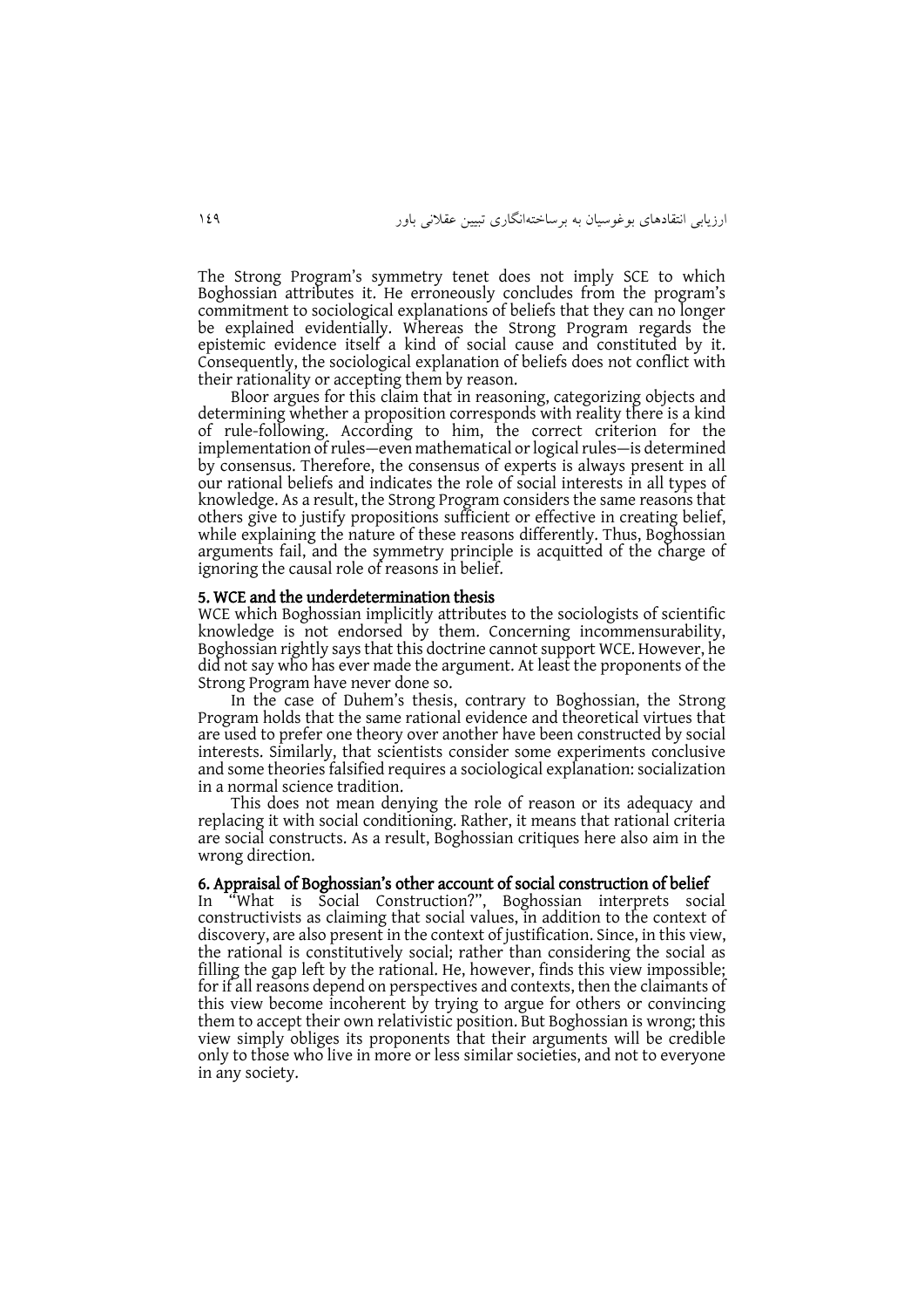The Strong Program's symmetry tenet does not imply SCE to which Boghossian attributes it. He erroneously concludes from the program's commitment to sociological explanations of beliefs that they can no longer be explained evidentially. Whereas the Strong Program regards the epistemic evidence itself a kind of social cause and constituted by it. Consequently, the sociological explanation of beliefs does not conflict with their rationality or accepting them by reason.

Bloor argues for this claim that in reasoning, categorizing objects and determining whether a proposition corresponds with reality there is a kind of rule-following. According to him, the correct criterion for the implementation of rules—even mathematical or logical rules—is determined by consensus. Therefore, the consensus of experts is always present in all our rational beliefs and indicates the role of social interests in all types of knowledge. As a result, the Strong Program considers the same reasons that others give to justify propositions sufficient or effective in creating belief, while explaining the nature of these reasons differently. Thus, Boghossian arguments fail, and the symmetry principle is acquitted of the charge of ignoring the causal role of reasons in belief.

**5. WCE and the underdetermination thesis**

WCE which Boghossian implicitly attributes to the sociologists of scientific knowledge is not endorsed by them. Concerning incommensurability, Boghossian rightly says that this doctrine cannot support WCE. However, he did not say who has ever made the argument. At least the proponents of the Strong Program have never done so.

In the case of Duhem's thesis, contrary to Boghossian, the Strong Program holds that the same rational evidence and theoretical virtues that are used to prefer one theory over another have been constructed by social interests. Similarly, that scientists consider some experiments conclusive and some theories falsified requires a sociological explanation: socialization in a normal science tradition.

This does not mean denying the role of reason or its adequacy and replacing it with social conditioning. Rather, it means that rational criteria are social constructs. As a result, Boghossian critiques here also aim in the wrong direction.

**6. Appraisal of Boghossian's other account of social construction of belief**

In "What is Social Construction?", Boghossian interprets social constructivists as claiming that social values, in addition to the context of discovery, are also present in the context of justification. Since, in this view, the rational is constitutively social; rather than considering the social as filling the gap left by the rational. He, however, finds this view impossible; for if all reasons depend on perspectives and contexts, then the claimants of this view become incoherent by trying to argue for others or convincing them to accept their own relativistic position. But Boghossian is wrong; this view simply obliges its proponents that their arguments will be credible only to those who live in more or less similar societies, and not to everyone in any society.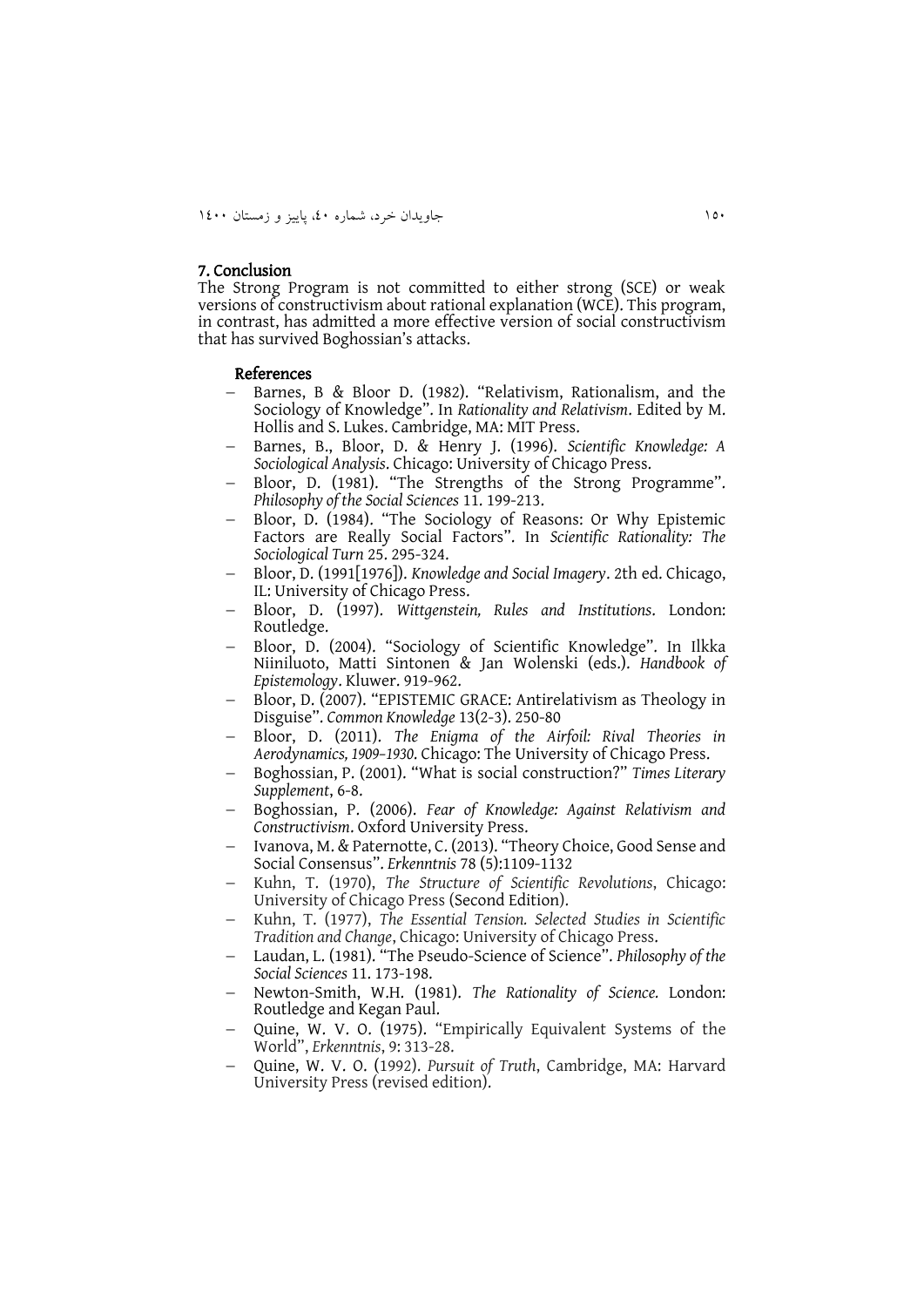## 7. Conclusion

The Strong Program is not committed to either strong (SCE) or weak versions of constructivism about rational explanation (WCE). This program, in contrast, has admitted a more effective version of social constructivism that has survived Boghossian's attacks.

### References

- Barnes, B & Bloor D. (1982). "Relativism, Rationalism, and the Sociology of Knowledge". In *Rationality and Relativism*. Edited by M. Hollis and S. Lukes. Cambridge, MA: MIT Press.
- Barnes, B., Bloor, D. & Henry J. (1996). *Scientific Knowledge: A Sociological Analysis*. Chicago: University of Chicago Press.
- Bloor, D. (1981). "The Strengths of the Strong Programme". *Philosophy of the Social Sciences* 11. 199-213.
- Bloor, D. (1984). "The Sociology of Reasons: Or Why Epistemic Factors are Really Social Factors". In *Scientific Rationality: The Sociological Turn* 25. 295-324.
- Bloor, D. (1991[1976]). *Knowledge and Social Imagery*. 2th ed. Chicago, IL: University of Chicago Press.
- Bloor, D. (1997). *Wittgenstein, Rules and Institutions*. London: Routledge.
- Bloor, D. (2004). "Sociology of Scientific Knowledge". In Ilkka Niiniluoto, Matti Sintonen & Jan Wolenski (eds.). *Handbook of Epistemology*. Kluwer. 919-962.
- Bloor, D. (2007). "EPISTEMIC GRACE: Antirelativism as Theology in Disguise". *Common Knowledge* 13(2-3). 250-80
- Bloor, D. (2011). *The Enigma of the Airfoil: Rival Theories in Aerodynamics, 1909–1930.* Chicago: The University of Chicago Press.
- Boghossian, P. (2001). "What is social construction?" *Times Literary Supplement*, 6-8.
- Boghossian, P. (2006). *Fear of Knowledge: Against Relativism and Constructivism*. Oxford University Press.
- Ivanova, M. & Paternotte, C. (2013). "Theory Choice, Good Sense and Social Consensus". *Erkenntnis* 78 (5):1109-1132
- Kuhn, T. (1970), *The Structure of Scientific Revolutions*, Chicago: University of Chicago Press (Second Edition).
- Kuhn, T. (1977), *The Essential Tension. Selected Studies in Scientific Tradition and Change*, Chicago: University of Chicago Press.
- Laudan, L. (1981). "The Pseudo-Science of Science". *Philosophy of the Social Sciences* 11. 173-198.
- Newton-Smith, W.H. (1981). *The Rationality of Science.* London: Routledge and Kegan Paul.
- Quine, W. V. O. (1975). "Empirically Equivalent Systems of the World", *Erkenntnis*, 9: 313-28.
- Quine, W. V. O. (1992). *Pursuit of Truth*, Cambridge, MA: Harvard University Press (revised edition).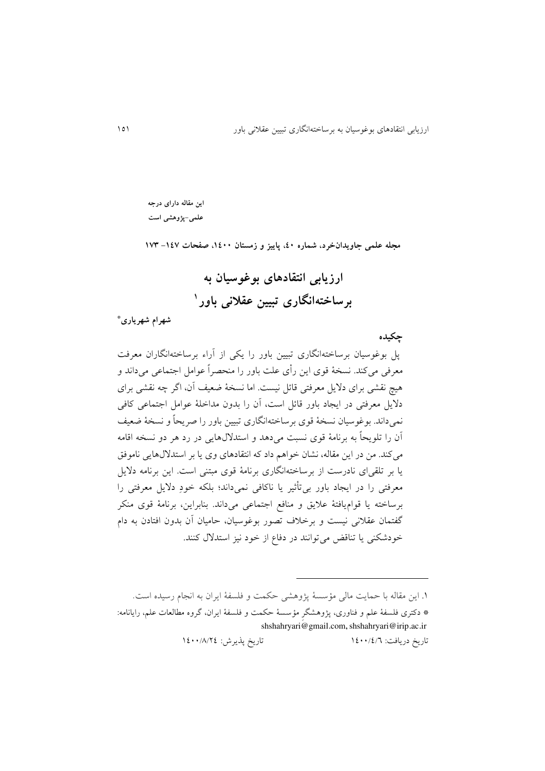این مقاله دارای درجه علمی-پژوهشی است

مجله علمی جاویدان‌خرد، شماره ٤٠، پاییز و زمستان ١٤٠٠، صفحات ١٤٧- ١٧٣

# ارزیابی انتقادهای بوغوسیان به برساخته‌انگاری تبیین عقلانی باور[1]

**شهرام شهریاری**[*]

## چکیده

پل بوغوسیان برساخته‌انگاری تبیین باور را یکی از آراء برساخته‌انگاران معرفت معرفی می‌کند. نسخهٔ قوی این رأی علت باور را منحصراً عوامل اجتماعی می‌داند و هیچ نقشی برای دلایل معرفتی قائل نیست. اما نسخهٔ ضعیف آن، اگر چه نقشی برای دلایل معرفتی در ایجاد باور قائل است، آن را بدون مداخلهٔ عوامل اجتماعی کافی نمی‌داند. بوغوسیان نسخهٔ قوی برساخته‌انگاری تبیین باور را صریحاً و نسخهٔ ضعیف آن را تلویحاً به برنامهٔ قوی نسبت می‌دهد و استدلال‌هایی در رد هر دو نسخه اقامه می‌کند. من در این مقاله، نشان خواهم داد که انتقادهای وی یا بر استدلال‌هایی ناموفق یا بر تلقی‌ای نادرست از برساخته‌انگاری برنامهٔ قوی مبتنی است. این برنامه دلایل معرفتی را در ایجاد باور بی‌تأثیر یا ناکافی نمی‌داند؛ بلکه خودِ دلایل معرفتی را برساخته یا قوام‌یافتهٔ علایق و منافع اجتماعی می‌داند. بنابراین، برنامهٔ قوی منکر گفتمان عقلانی نیست و برخلاف تصور بوغوسیان، حامیان آن بدون افتادن به دام خودشکنی یا تناقض می‌توانند در دفاع از خود نیز استدلال کنند.

---

[1] این مقاله با حمایت مالی مؤسسهٔ پژوهشی حکمت و فلسفهٔ ایران به انجام رسیده است.

[*] دکتری فلسفهٔ علم و فناوری، پژوهشگر مؤسسهٔ حکمت و فلسفهٔ ایران، گروه مطالعات علم، رایانامه: shshahryari@gmail.com, shshahryari@irip.ac.ir

تاریخ دریافت: ١٤٠٠/٤/٦ تاریخ پذیرش: ١٤٠٠/٨/٢٤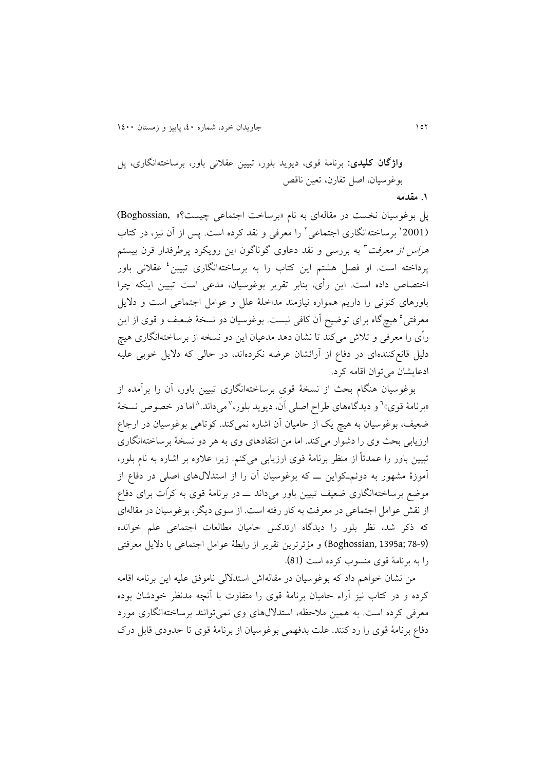**واژگان کلیدی:** برنامهٔ قوی، دیوید بلور، تبیین عقلانی باور، برساخته‌انگاری، پل بوغوسیان، اصل تقارن، تعین ناقص

## ۱. مقدمه

پل بوغوسیان نخست در مقاله‌ای به نام «برساخت اجتماعی چیست؟» (Boghossian, 2001[1]) برساخته‌انگاری اجتماعی[2] را معرفی و نقد کرده است. پس از آن نیز، در کتاب *هراس از معرفت*[3] به بررسی و نقد دعاوی گوناگون این رویکرد پرطرفدار قرن بیستم پرداخته است. او فصل هشتم این کتاب را به برساخته‌انگاری تبیین[4] عقلانی باور اختصاص داده است. این رأی، بنابر تقریر بوغوسیان، مدعی است تبیین اینکه چرا باورهای کنونی را داریم همواره نیازمند مداخلهٔ علل و عوامل اجتماعی است و دلایل معرفتی[5] هیچ‌گاه برای توضیح آن کافی نیست. بوغوسیان دو نسخهٔ ضعیف و قوی از این رأی را معرفی و تلاش می‌کند تا نشان دهد مدعیان این دو نسخه از برساخته‌انگاری هیچ دلیل قانع‌کننده‌ای در دفاع از آرائشان عرضه نکرده‌اند، در حالی که دلایل خوبی علیه ادعایشان می‌توان اقامه کرد.

بوغوسیان هنگام بحث از نسخهٔ قوی برساخته‌انگاری تبیین باور، آن را برآمده از «برنامهٔ قوی»[6] و دیدگاه‌های طراح اصلی آن، دیوید بلور،[7] می‌داند.[8] اما در خصوص نسخهٔ ضعیف، بوغوسیان به هیچ یک از حامیان آن اشاره نمی‌کند. کوتاهی بوغوسیان در ارجاع ارزیابی بحث وی را دشوار می‌کند. اما من انتقادهای وی به هر دو نسخهٔ برساخته‌انگاری تبیین باور را عمدتاً از منظر برنامهٔ قوی ارزیابی می‌کنم. زیرا علاوه بر اشاره به نام بلور، آموزهٔ مشهور به دوئم‌ـکواین ــ که بوغوسیان آن را از استدلال‌های اصلی در دفاع از موضع برساخته‌انگاری ضعیف تبیین باور می‌داند ــ در برنامهٔ قوی به کرّات برای دفاع از نقش عوامل اجتماعی در معرفت به کار رفته است. از سوی دیگر، بوغوسیان در مقاله‌ای که ذکر شد، نظر بلور را دیدگاه ارتدکس حامیان مطالعات اجتماعی علم خوانده (Boghossian, 1395a; 78-9) و مؤثرترین تقریر از رابطهٔ عوامل اجتماعی با دلایل معرفتی را به برنامهٔ قوی منسوب کرده است (81).

من نشان خواهم داد که بوغوسیان در مقاله‌اش استدلالی ناموفق علیه این برنامه اقامه کرده و در کتاب نیز آراء حامیان برنامهٔ قوی را متفاوت با آنچه مدنظر خودشان بوده معرفی کرده است. به همین ملاحظه، استدلال‌های وی نمی‌توانند برساخته‌انگاری مورد دفاع برنامهٔ قوی را رد کنند. علت بدفهمی بوغوسیان از برنامهٔ قوی تا حدودی قابل درک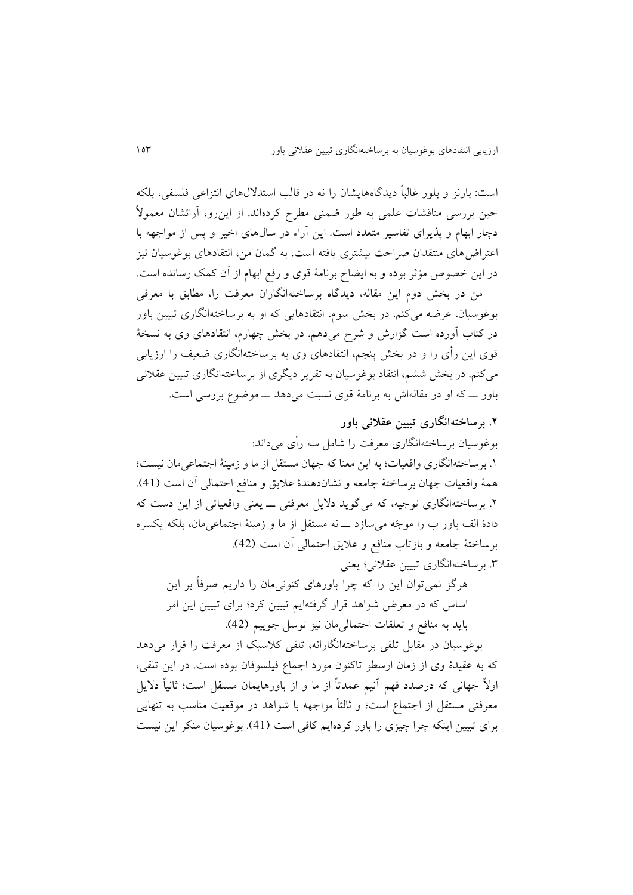است: بارنز و بلور غالباً دیدگاه‌هایشان را نه در قالب استدلال‌های انتزاعی فلسفی، بلکه حین بررسی مناقشات علمی به طور ضمنی مطرح کرده‌اند. از این‌رو، آرائشان معمولاً دچار ابهام و پذیرای تفاسیر متعدد است. این آراء در سال‌های اخیر و پس از مواجهه با اعتراض‌های منتقدان صراحت بیشتری یافته است. به گمان من، انتقادهای بوغوسیان نیز در این خصوص مؤثر بوده و به ایضاح برنامهٔ قوی و رفع ابهام از آن کمک رسانده است.

من در بخش دوم این مقاله، دیدگاه برساخته‌انگاران معرفت را، مطابق با معرفی بوغوسیان، عرضه می‌کنم. در بخش سوم، انتقادهایی که او به برساخته‌انگاری تبیین باور در کتاب آورده است گزارش و شرح می‌دهم. در بخش چهارم، انتقادهای وی به نسخهٔ قوی این رأی را و در بخش پنجم، انتقادهای وی به برساخته‌انگاری ضعیف را ارزیابی می‌کنم. در بخش ششم، انتقاد بوغوسیان به تقریر دیگری از برساخته‌انگاری تبیین عقلانی باور ـــ که او در مقاله‌اش به برنامهٔ قوی نسبت می‌دهد ـــ موضوع بررسی است.

## ۲. برساخته‌انگاری تبیین عقلانی باور

بوغوسیان برساخته‌انگاری معرفت را شامل سه رأی می‌داند:

۱. برساخته‌انگاری واقعیات؛ به این معنا که جهان مستقل از ما و زمینهٔ اجتماعی‌مان نیست؛ همهٔ واقعیات جهان برساختهٔ جامعه و نشان‌دهندهٔ علایق و منافع احتمالی آن است (41).

۲. برساخته‌انگاری توجیه، که می‌گوید دلایل معرفتی ـــ یعنی واقعیاتی از این دست که دادهٔ الف باور ب را موجّه می‌سازد ـــ نه مستقل از ما و زمینهٔ اجتماعی‌مان، بلکه یکسره برساختهٔ جامعه و بازتاب منافع و علایق احتمالی آن است (42).

۳. برساخته‌انگاری تبیین عقلانی؛ یعنی

> هرگز نمی‌توان این را که چرا باورهای کنونی‌مان را داریم صرفاً بر این اساس که در معرض شواهد قرار گرفته‌ایم تبیین کرد؛ برای تبیین این امر باید به منافع و تعلقات احتمالی‌مان نیز توسل جوییم (42).

بوغوسیان در مقابل تلقی برساخته‌انگارانه، تلقی کلاسیک از معرفت را قرار می‌دهد که به عقیدهٔ وی از زمان ارسطو تاکنون مورد اجماع فیلسوفان بوده است. در این تلقی، اولاً جهانی که درصدد فهم آنیم عمدتاً از ما و از باورهایمان مستقل است؛ ثانیاً دلایل معرفتی مستقل از اجتماع است؛ و ثالثاً مواجهه با شواهد در موقعیت مناسب به تنهایی برای تبیین اینکه چرا چیزی را باور کرده‌ایم کافی است (41). بوغوسیان منکر این نیست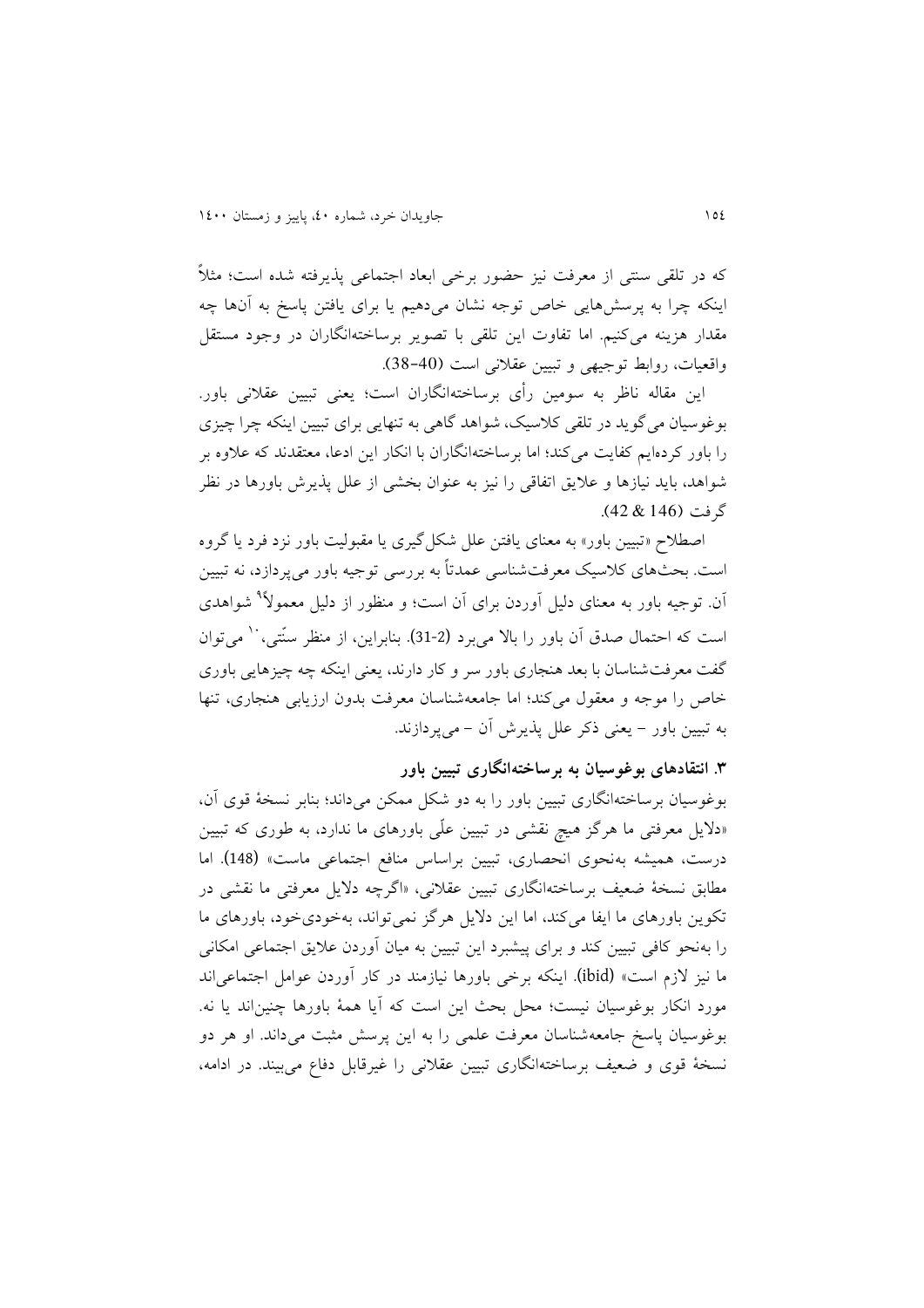که در تلقی سنتی از معرفت نیز حضور برخی ابعاد اجتماعی پذیرفته شده است؛ مثلاً اینکه چرا به پرسش‌هایی خاص توجه نشان می‌دهیم یا برای یافتن پاسخ به آن‌ها چه مقدار هزینه می‌کنیم. اما تفاوت این تلقی با تصویر برساخته‌انگاران در وجود مستقل واقعیات، روابط توجیهی و تبیین عقلانی است (40-38).

این مقاله ناظر به سومین رأی برساخته‌انگاران است؛ یعنی تبیین عقلانی باور. بوغوسیان می‌گوید در تلقی کلاسیک، شواهد گاهی به تنهایی برای تبیین اینکه چرا چیزی را باور کرده‌ایم کفایت می‌کند؛ اما برساخته‌انگاران با انکار این ادعا، معتقدند که علاوه بر شواهد، باید نیازها و علایق اتفاقی را نیز به عنوان بخشی از علل پذیرش باورها در نظر گرفت (146 & 42).

اصطلاح «تبیین باور» به معنای یافتن علل شکل‌گیری یا مقبولیت باور نزد فرد یا گروه است. بحث‌های کلاسیک معرفت‌شناسی عمدتاً به بررسی توجیه باور می‌پردازد، نه تبیین آن. توجیه باور به معنای دلیل آوردن برای آن است؛ و منظور از دلیل معمولاً[9] شواهدی است که احتمال صدق آن باور را بالا می‌برد (2-31). بنابراین، از منظر سنّتی،[10] می‌توان گفت معرفت‌شناسان با بعد هنجاری باور سر و کار دارند، یعنی اینکه چه چیزهایی باوری خاص را موجه و معقول می‌کند؛ اما جامعه‌شناسان معرفت بدون ارزیابی هنجاری، تنها به تبیین باور – یعنی ذکر علل پذیرش آن – می‌پردازند.

### ۳. انتقادهای بوغوسیان به برساخته‌انگاری تبیین باور

بوغوسیان برساخته‌انگاری تبیین باور را به دو شکل ممکن می‌داند؛ بنابر نسخهٔ قوی آن، «دلایل معرفتی ما هرگز هیچ نقشی در تبیین علّی باورهای ما ندارد، به طوری که تبیین درست، همیشه به‌نحوی انحصاری، تبیین براساس منافع اجتماعی ماست» (148). اما مطابق نسخهٔ ضعیف برساخته‌انگاری تبیین عقلانی، «اگرچه دلایل معرفتی ما نقشی در تکوین باورهای ما ایفا می‌کند، اما این دلایل هرگز نمی‌تواند، به‌خودی‌خود، باورهای ما را به‌نحو کافی تبیین کند و برای پیشبرد این تبیین به میان آوردن علایق اجتماعی امکانی ما نیز لازم است» (ibid). اینکه برخی باورها نیازمند در کار آوردن عوامل اجتماعی‌اند مورد انکار بوغوسیان نیست؛ محل بحث این است که آیا همهٔ باورها چنین‌اند یا نه. بوغوسیان پاسخ جامعه‌شناسان معرفت علمی را به این پرسش مثبت می‌داند. او هر دو نسخهٔ قوی و ضعیف برساخته‌انگاری تبیین عقلانی را غیرقابل دفاع می‌بیند. در ادامه،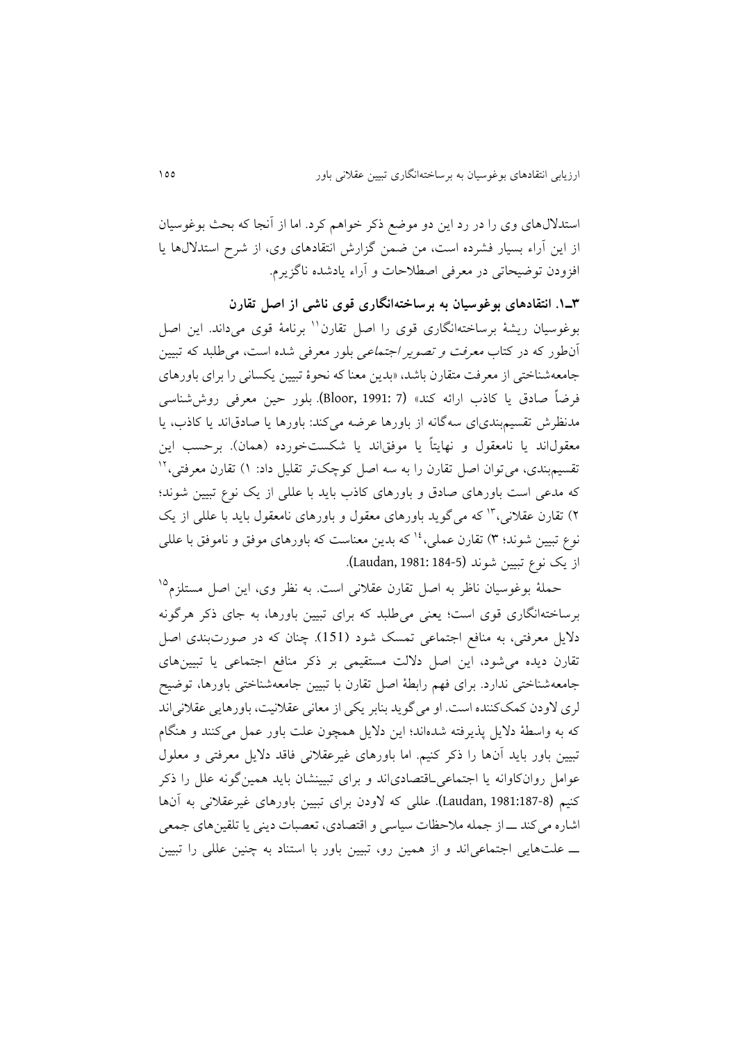استدلال‌های وی را در رد این دو موضع ذکر خواهم کرد. اما از آنجا که بحث بوغوسیان از این آراء بسیار فشرده است، من ضمن گزارش انتقادهای وی، از شرح استدلال‌ها یا افزودن توضیحاتی در معرفی اصطلاحات و آراء یادشده ناگزیرم.

### ۳ـ۱. انتقادهای بوغوسیان به برساخته‌انگاری قوی ناشی از اصل تقارن

بوغوسیان ریشهٔ برساخته‌انگاری قوی را اصل تقارن[۱۱] برنامهٔ قوی می‌داند. این اصل آن‌طور که در کتاب *معرفت و تصویر اجتماعی* بلور معرفی شده است، می‌طلبد که تبیین جامعه‌شناختی از معرفت متقارن باشد، «بدین معنا که نحوهٔ تبیین یکسانی را برای باورهای فرضاً صادق یا کاذب ارائه کند» (Bloor, 1991: 7). بلور حین معرفی روش‌شناسی مدنظرش تقسیم‌بندی‌ای سه‌گانه از باورها عرضه می‌کند: باورها یا صادق‌اند یا کاذب، یا معقول‌اند یا نامعقول و نهایتاً یا موفق‌اند یا شکست‌خورده (همان). برحسب این تقسیم‌بندی، می‌توان اصل تقارن را به سه اصل کوچک‌تر تقلیل داد: ۱) تقارن معرفتی،[۱۲] که مدعی است باورهای صادق و باورهای کاذب باید با عللی از یک نوع تبیین شوند؛ ۲) تقارن عقلانی،[۱۳] که می‌گوید باورهای معقول و باورهای نامعقول باید با عللی از یک نوع تبیین شوند؛ ۳) تقارن عملی،[۱۴] که بدین معناست که باورهای موفق و ناموفق با عللی از یک نوع تبیین شوند (Laudan, 1981: 184-5).

حملهٔ بوغوسیان ناظر به اصل تقارن عقلانی است. به نظر وی، این اصل مستلزم[۱۵] برساخته‌انگاری قوی است؛ یعنی می‌طلبد که برای تبیین باورها، به جای ذکر هرگونه دلایل معرفتی، به منافع اجتماعی تمسک شود (151). چنان که در صورت‌بندی اصل تقارن دیده می‌شود، این اصل دلالت مستقیمی بر ذکر منافع اجتماعی یا تبیین‌های جامعه‌شناختی ندارد. برای فهم رابطهٔ اصل تقارن با تبیین جامعه‌شناختی باورها، توضیح لری لاودن کمک‌کننده است. او می‌گوید بنابر یکی از معانی عقلانیت، باورهایی عقلانی‌اند که به واسطهٔ دلایل پذیرفته شده‌اند؛ این دلایل همچون علت باور عمل می‌کنند و هنگام تبیین باور باید آن‌ها را ذکر کنیم. اما باورهای غیرعقلانی فاقد دلایل معرفتی و معلول عوامل روان‌کاوانه یا اجتماعی‌ـ‌اقتصادی‌اند و برای تبیینشان باید همین‌گونه علل را ذکر کنیم (Laudan, 1981:187-8). عللی که لاودن برای تبیین باورهای غیرعقلانی به آن‌ها اشاره می‌کند ــ از جمله ملاحظات سیاسی و اقتصادی، تعصبات دینی یا تلقین‌های جمعی ــ علت‌هایی اجتماعی‌اند و از همین رو، تبیین باور با استناد به چنین عللی را تبیین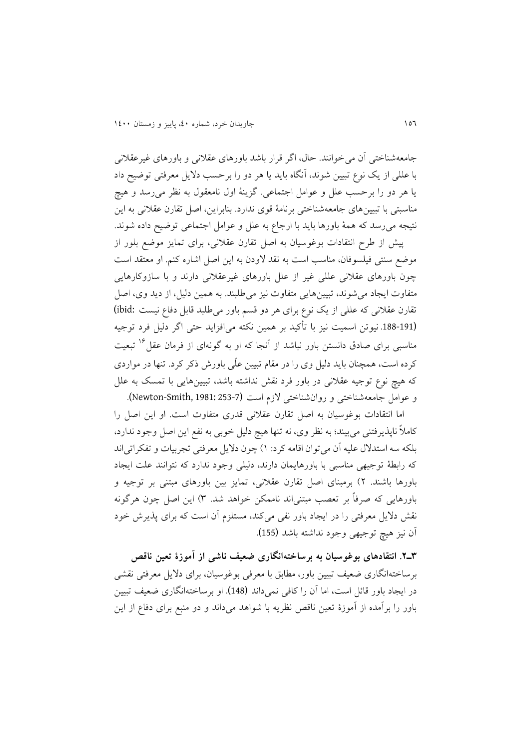جامعه‌شناختی آن می‌خوانند. حال، اگر قرار باشد باورهای عقلانی و باورهای غیرعقلانی با عللی از یک نوع تبیین شوند، آنگاه باید یا هر دو را برحسب دلایل معرفتی توضیح داد یا هر دو را برحسب علل و عوامل اجتماعی. گزینهٔ اول نامعقول به نظر می‌رسد و هیچ مناسبتی با تبیین‌های جامعه‌شناختی برنامهٔ قوی ندارد. بنابراین، اصل تقارن عقلانی به این نتیجه می‌رسد که همهٔ باورها باید با ارجاع به علل و عوامل اجتماعی توضیح داده شوند.

پیش از طرح انتقادات بوغوسیان به اصل تقارن عقلانی، برای تمایز موضع بلور از موضع سنتی فیلسوفان، مناسب است به نقد لاودن به این اصل اشاره کنم. او معتقد است چون باورهای عقلانی عللی غیر از علل باورهای غیرعقلانی دارند و با سازوکارهایی متفاوت ایجاد می‌شوند، تبیین‌هایی متفاوت نیز می‌طلبند. به همین دلیل، از دید وی، اصل تقارن عقلانی که عللی از یک نوع برای هر دو قسم باور می‌طلبد قابل دفاع نیست (ibid: 188-191). نیوتن اسمیت نیز با تأکید بر همین نکته می‌افزاید حتی اگر دلیل فرد توجیه مناسبی برای صادق دانستن باور نباشد از آنجا که او به گونه‌ای از فرمان عقل[16] تبعیت کرده است، همچنان باید دلیل وی را در مقام تبیین علّی باورش ذکر کرد. تنها در مواردی که هیچ نوع توجیه عقلانی در باور فرد نقش نداشته باشد، تبیین‌هایی با تمسک به علل و عوامل جامعه‌شناختی و روان‌شناختی لازم است (Newton-Smith, 1981: 253-7).

اما انتقادات بوغوسیان به اصل تقارن عقلانی قدری متفاوت است. او این اصل را کاملاً ناپذیرفتنی می‌بیند؛ به نظر وی، نه تنها هیچ دلیل خوبی به نفع این اصل وجود ندارد، بلکه سه استدلال علیه آن می‌توان اقامه کرد: ۱) چون دلایل معرفتی تجربیات و تفکراتی‌اند که رابطهٔ توجیهی مناسبی با باورهایمان دارند، دلیلی وجود ندارد که نتوانند علت ایجاد باورها باشند. ۲) برمبنای اصل تقارن عقلانی، تمایز بین باورهای مبتنی بر توجیه و باورهایی که صرفاً بر تعصب مبتنی‌اند ناممکن خواهد شد. ۳) این اصل چون هرگونه نقش دلایل معرفتی را در ایجاد باور نفی می‌کند، مستلزم آن است که برای پذیرش خود آن نیز هیچ توجیهی وجود نداشته باشد (155).

### ۳ـ۲. انتقادهای بوغوسیان به برساخته‌انگاری ضعیف ناشی از آموزهٔ تعین ناقص

برساخته‌انگاری ضعیف تبیین باور، مطابق با معرفی بوغوسیان، برای دلایل معرفتی نقشی در ایجاد باور قائل است، اما آن را کافی نمی‌داند (148). او برساخته‌انگاری ضعیف تبیین باور را برآمده از آموزهٔ تعین ناقص نظریه با شواهد می‌داند و دو منبع برای دفاع از این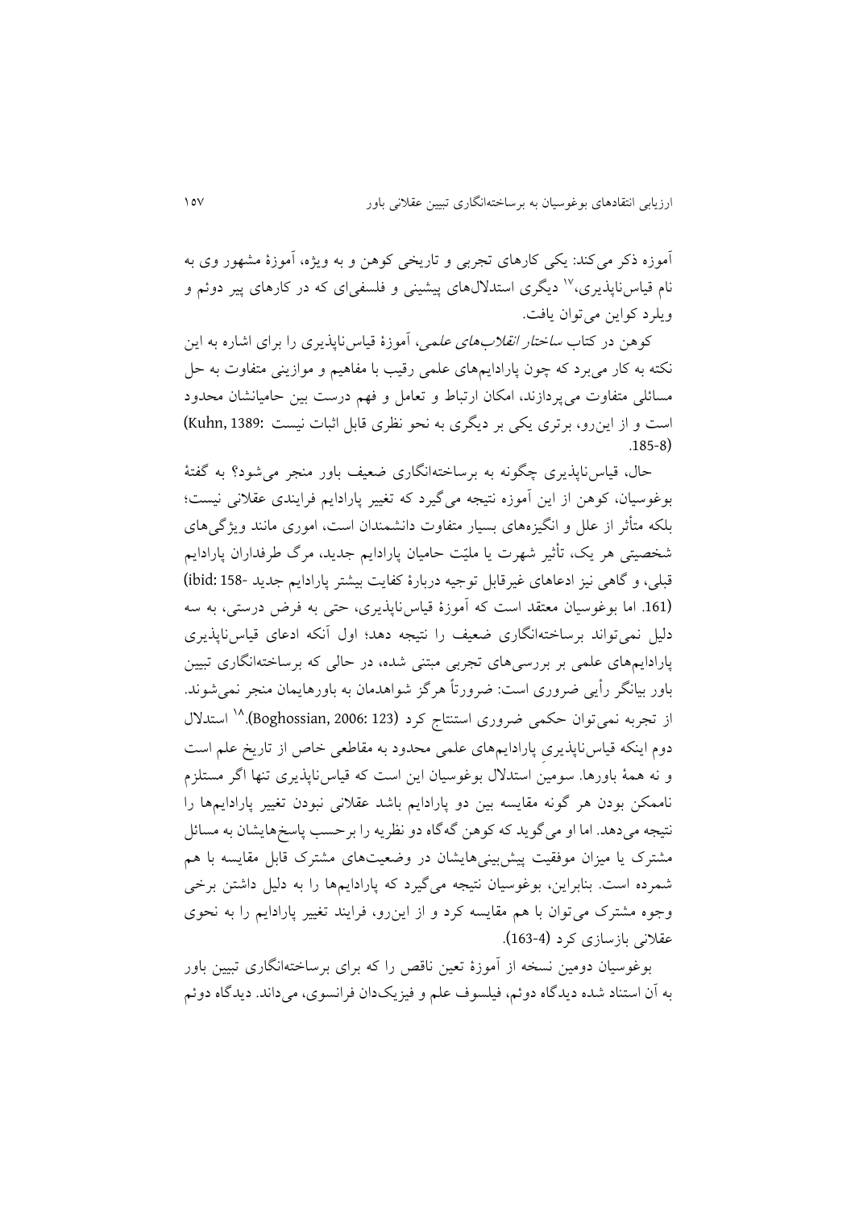آموزه ذکر می‌کند: یکی کارهای تجربی و تاریخی کوهن و به ویژه، آموزهٔ مشهور وی به نام قیاس‌ناپذیری،[17] دیگری استدلال‌های پیشینی و فلسفی‌ای که در کارهای پیر دوئم و ویلرد کواین می‌توان یافت.

کوهن در کتاب *ساختار انقلاب‌های علمی*، آموزهٔ قیاس‌ناپذیری را برای اشاره به این نکته به کار می‌برد که چون پارادایم‌های علمی رقیب با مفاهیم و موازینی متفاوت به حل مسائلی متفاوت می‌پردازند، امکان ارتباط و تعامل و فهم درست بین حامیانشان محدود است و از این‌رو، برتری یکی بر دیگری به نحو نظری قابل اثبات نیست (Kuhn, 1389: 185-8).

حال، قیاس‌ناپذیری چگونه به برساخته‌انگاری ضعیف باور منجر می‌شود؟ به گفتهٔ بوغوسیان، کوهن از این آموزه نتیجه می‌گیرد که تغییر پارادایم فرایندی عقلانی نیست؛ بلکه متأثر از علل و انگیزه‌های بسیار متفاوت دانشمندان است، اموری مانند ویژگی‌های شخصیتی هر یک، تأثیر شهرت یا ملیّت حامیان پارادایم جدید، مرگ طرفداران پارادایم قبلی، و گاهی نیز ادعاهای غیرقابل توجیه دربارهٔ کفایت بیشتر پارادایم جدید (ibid: 158-161). اما بوغوسیان معتقد است که آموزهٔ قیاس‌ناپذیری، حتی به فرض درستی، به سه دلیل نمی‌تواند برساخته‌انگاری ضعیف را نتیجه دهد؛ اول آنکه ادعای قیاس‌ناپذیری پارادایم‌های علمی بر بررسی‌های تجربی مبتنی شده، در حالی که برساخته‌انگاری تبیین باور بیانگر رأیی ضروری است: ضرورتاً هرگز شواهدمان به باورهایمان منجر نمی‌شوند. از تجربه نمی‌توان حکمی ضروری استنتاج کرد (Boghossian, 2006: 123).[18] استدلال دوم اینکه قیاس‌ناپذیریِ پارادایم‌های علمی محدود به مقاطعی خاص از تاریخ علم است و نه همهٔ باورها. سومین استدلال بوغوسیان این است که قیاس‌ناپذیری تنها اگر مستلزم ناممکن بودن هر گونه مقایسه بین دو پارادایم باشد عقلانی نبودن تغییر پارادایم‌ها را نتیجه می‌دهد. اما او می‌گوید که کوهن گه‌گاه دو نظریه را برحسب پاسخ‌هایشان به مسائل مشترک یا میزان موفقیت پیش‌بینی‌هایشان در وضعیت‌های مشترک قابل مقایسه با هم شمرده است. بنابراین، بوغوسیان نتیجه می‌گیرد که پارادایم‌ها را به دلیل داشتن برخی وجوه مشترک می‌توان با هم مقایسه کرد و از این‌رو، فرایند تغییر پارادایم را به نحوی عقلانی بازسازی کرد (163-4).

بوغوسیان دومین نسخه از آموزهٔ تعین ناقص را که برای برساخته‌انگاری تبیین باور به آن استناد شده دیدگاه دوئم، فیلسوف علم و فیزیک‌دان فرانسوی، می‌داند. دیدگاه دوئم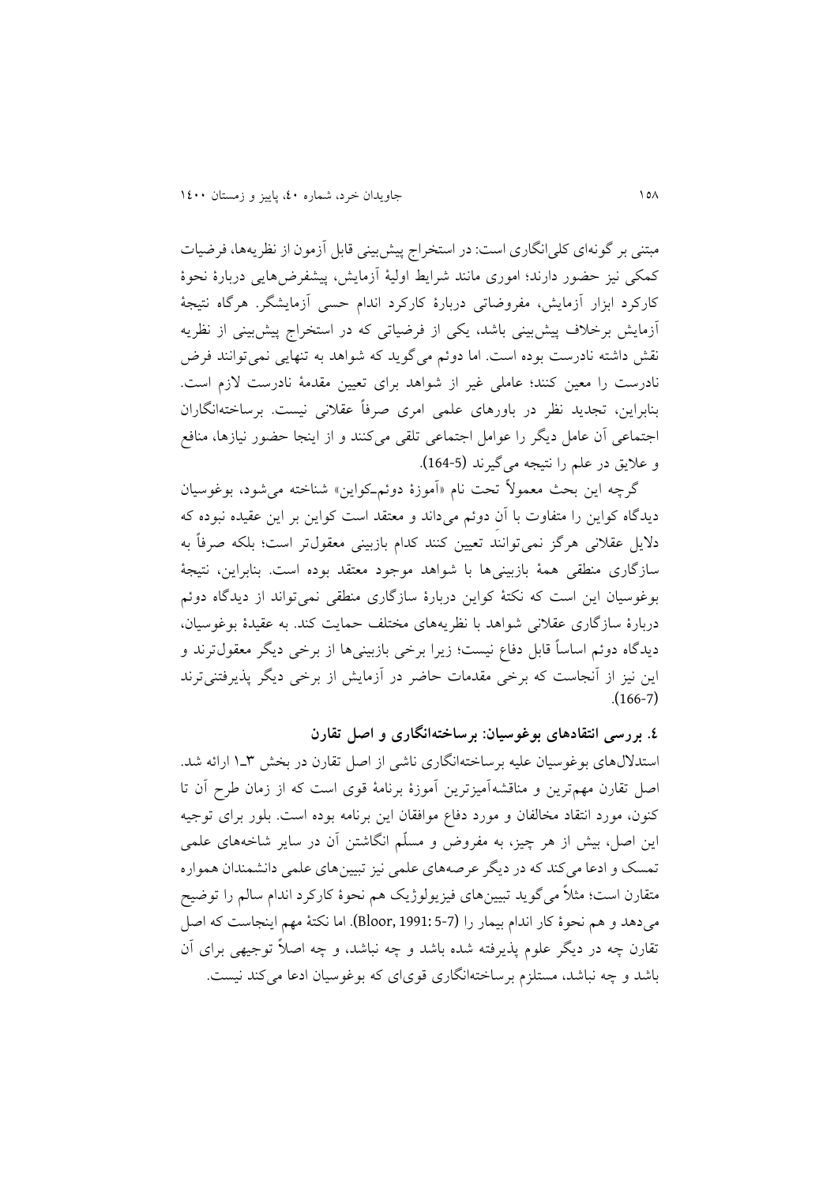مبتنی بر گونه‌ای کلی‌انگاری است: در استخراج پیش‌بینی قابل آزمون از نظریه‌ها، فرضیات کمکی نیز حضور دارند؛ اموری مانند شرایط اولیهٔ آزمایش، پیشفرض‌هایی دربارهٔ نحوهٔ کارکرد ابزار آزمایش، مفروضاتی دربارهٔ کارکرد اندام حسی آزمایشگر. هرگاه نتیجهٔ آزمایش برخلاف پیش‌بینی باشد، یکی از فرضیاتی که در استخراج پیش‌بینی از نظریه نقش داشته نادرست بوده است. اما دوئم می‌گوید که شواهد به تنهایی نمی‌توانند فرض نادرست را معین کنند؛ عاملی غیر از شواهد برای تعیین مقدمهٔ نادرست لازم است. بنابراین، تجدید نظر در باورهای علمی امری صرفاً عقلانی نیست. برساخته‌انگاران اجتماعی آن عامل دیگر را عوامل اجتماعی تلقی می‌کنند و از اینجا حضور نیازها، منافع و علایق در علم را نتیجه می‌گیرند (5-164).

گرچه این بحث معمولاً تحت نام «آموزهٔ دوئم-کواین» شناخته می‌شود، بوغوسیان دیدگاه کواین را متفاوت با آن دوئم می‌داند و معتقد است کواین بر این عقیده نبوده که دلایل عقلانی هرگز نمی‌توانند تعیین کنند کدام بازبینی معقول‌تر است؛ بلکه صرفاً به سازگاری منطقی همهٔ بازبینی‌ها با شواهد موجود معتقد بوده است. بنابراین، نتیجهٔ بوغوسیان این است که نکتهٔ کواین دربارهٔ سازگاری منطقی نمی‌تواند از دیدگاه دوئم دربارهٔ سازگاری عقلانی شواهد با نظریه‌های مختلف حمایت کند. به عقیدهٔ بوغوسیان، دیدگاه دوئم اساساً قابل دفاع نیست؛ زیرا برخی بازبینی‌ها از برخی دیگر معقول‌ترند و این نیز از آنجاست که برخی مقدمات حاضر در آزمایش از برخی دیگر پذیرفتنی‌ترند (7-166).

## ٤. بررسی انتقادهای بوغوسیان: برساخته‌انگاری و اصل تقارن

استدلال‌های بوغوسیان علیه برساخته‌انگاری ناشی از اصل تقارن در بخش ۳-۱ ارائه شد. اصل تقارن مهم‌ترین و مناقشه‌آمیزترین آموزهٔ برنامهٔ قوی است که از زمان طرح آن تا کنون، مورد انتقاد مخالفان و مورد دفاع موافقان این برنامه بوده است. بلور برای توجیه این اصل، بیش از هر چیز، به مفروض و مسلّم انگاشتن آن در سایر شاخه‌های علمی تمسک و ادعا می‌کند که در دیگر عرصه‌های علمی نیز تبیین‌های علمی دانشمندان همواره متقارن است؛ مثلاً می‌گوید تبیین‌های فیزیولوژیک هم نحوهٔ کارکرد اندام سالم را توضیح می‌دهد و هم نحوهٔ کار اندام بیمار را (Bloor, 1991: 5-7). اما نکتهٔ مهم اینجاست که اصل تقارن چه در دیگر علوم پذیرفته شده باشد و چه نباشد، و چه اصلاً توجیهی برای آن باشد و چه نباشد، مستلزم برساخته‌انگاری قوی‌ای که بوغوسیان ادعا می‌کند نیست.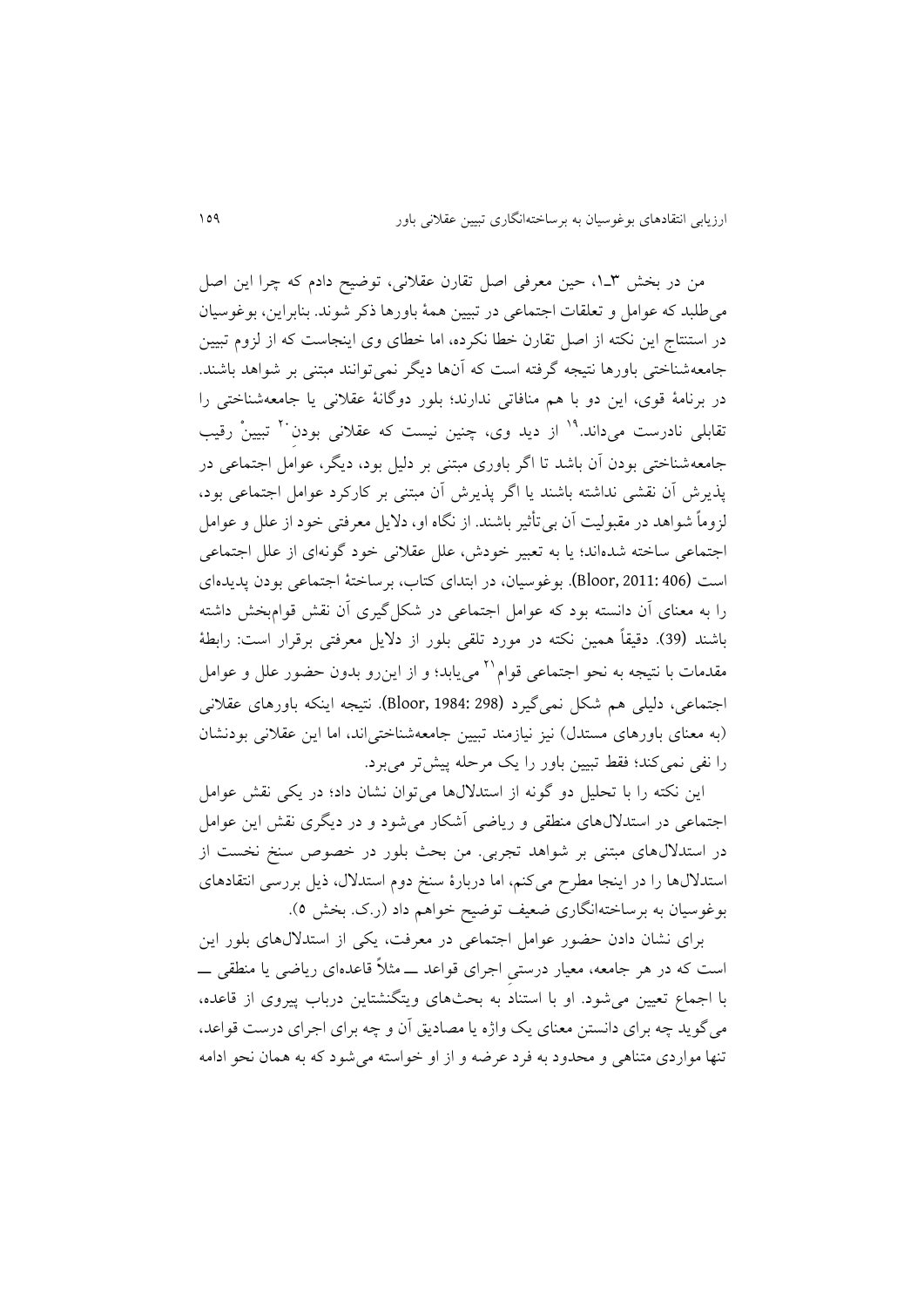من در بخش ۳ـ۱، حین معرفی اصل تقارن عقلانی، توضیح دادم که چرا این اصل می‌طلبد که عوامل و تعلقات اجتماعی در تبیین همهٔ باورها ذکر شوند. بنابراین، بوغوسیان در استنتاج این نکته از اصل تقارن خطا نکرده، اما خطای وی اینجاست که از لزوم تبیین جامعه‌شناختی باورها نتیجه گرفته است که آن‌ها دیگر نمی‌توانند مبتنی بر شواهد باشند. در برنامهٔ قوی، این دو با هم منافاتی ندارند؛ بلور دوگانهٔ عقلانی یا جامعه‌شناختی را تقابلی نادرست می‌داند.[19] از دید وی، چنین نیست که عقلانی بودنِ[20] تبیینْ رقیب جامعه‌شناختی بودن آن باشد تا اگر باوری مبتنی بر دلیل بود، دیگر، عوامل اجتماعی در پذیرش آن نقشی نداشته باشند یا اگر پذیرش آن مبتنی بر کارکرد عوامل اجتماعی بود، لزوماً شواهد در مقبولیت آن بی‌تأثیر باشند. از نگاه او، دلایل معرفتی خود از علل و عوامل اجتماعی ساخته شده‌اند؛ یا به تعبیر خودش، علل عقلانی خود گونه‌ای از علل اجتماعی است (Bloor, 2011: 406). بوغوسیان، در ابتدای کتاب، برساختهٔ اجتماعی بودن پدیده‌ای را به معنای آن دانسته بود که عوامل اجتماعی در شکل‌گیری آن نقش قوام‌بخش داشته باشند (39). دقیقاً همین نکته در مورد تلقی بلور از دلایل معرفتی برقرار است: رابطهٔ مقدمات با نتیجه به نحو اجتماعی قوام[21] می‌یابد؛ و از این‌رو بدون حضور علل و عوامل اجتماعی، دلیلی هم شکل نمی‌گیرد (Bloor, 1984: 298). نتیجه اینکه باورهای عقلانی (به معنای باورهای مستدل) نیز نیازمند تبیین جامعه‌شناختی‌اند، اما این عقلانی بودنشان را نفی نمی‌کند؛ فقط تبیین باور را یک مرحله پیش‌تر می‌برد.

این نکته را با تحلیل دو گونه از استدلال‌ها می‌توان نشان داد؛ در یکی نقش عوامل اجتماعی در استدلال‌های منطقی و ریاضی آشکار می‌شود و در دیگری نقش این عوامل در استدلال‌های مبتنی بر شواهد تجربی. من بحث بلور در خصوص سنخ نخست از استدلال‌ها را در اینجا مطرح می‌کنم، اما دربارهٔ سنخ دوم استدلال، ذیل بررسی انتقادهای بوغوسیان به برساخته‌انگاری ضعیف توضیح خواهم داد (ر.ک. بخش ۵).

برای نشان دادن حضور عوامل اجتماعی در معرفت، یکی از استدلال‌های بلور این است که در هر جامعه، معیار درستیِ اجرای قواعد ــ مثلاً قاعده‌ای ریاضی یا منطقی ــ با اجماع تعیین می‌شود. او با استناد به بحث‌های ویتگنشتاین درباب پیروی از قاعده، می‌گوید چه برای دانستن معنای یک واژه یا مصادیق آن و چه برای اجرای درست قواعد، تنها مواردی متناهی و محدود به فرد عرضه و از او خواسته می‌شود که به همان نحو ادامه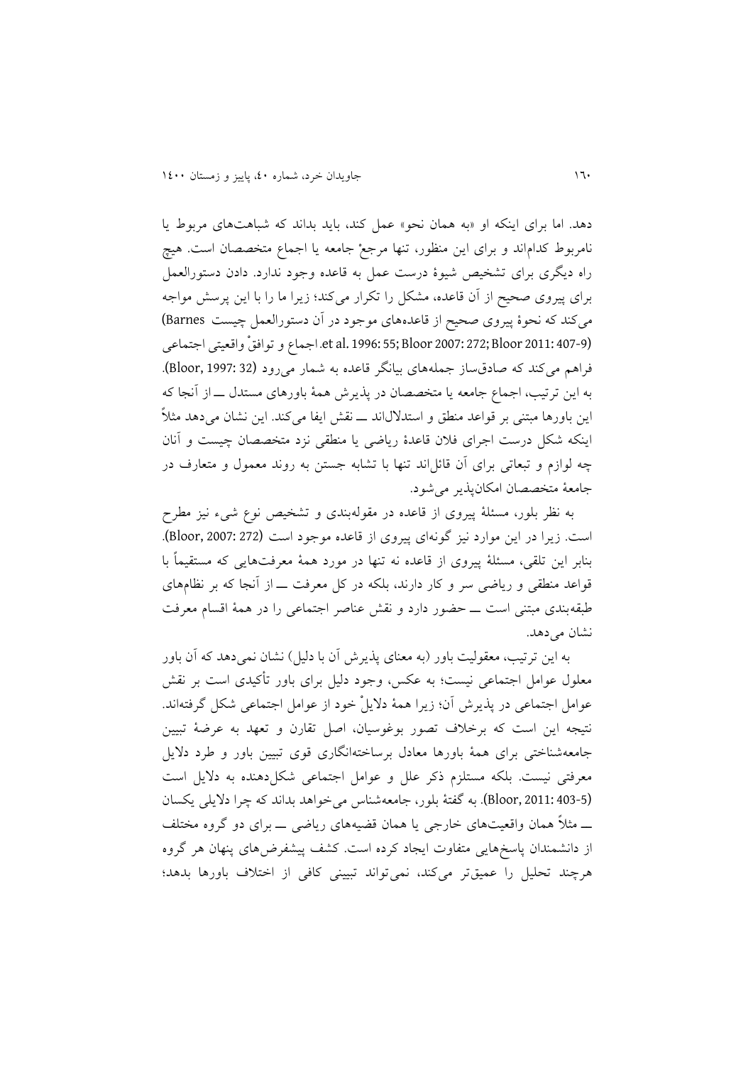دهد. اما برای اینکه او «به همان نحو» عمل کند، باید بداند که شباهت‌های مربوط یا نامربوط کدام‌اند و برای این منظور، تنها مرجعْ جامعه یا اجماع متخصصان است. هیچ راه دیگری برای تشخیص شیوهٔ درست عمل به قاعده وجود ندارد. دادن دستورالعمل برای پیروی صحیح از آن قاعده، مشکل را تکرار می‌کند؛ زیرا ما را با این پرسش مواجه می‌کند که نحوهٔ پیروی صحیح از قاعده‌های موجود در آن دستورالعمل چیست (Barnes et al. 1996: 55; Bloor 2007: 272; Bloor 2011: 407-9). اجماع و توافقْ واقعیتی اجتماعی فراهم می‌کند که صادق‌ساز جمله‌های بیانگر قاعده به شمار می‌رود (Bloor, 1997: 32). به این ترتیب، اجماع جامعه یا متخصصان در پذیرش همهٔ باورهای مستدل ــ از آنجا که این باورها مبتنی بر قواعد منطق و استدلال‌اند ــ نقش ایفا می‌کند. این نشان می‌دهد مثلاً اینکه شکل درست اجرای فلان قاعدهٔ ریاضی یا منطقی نزد متخصصان چیست و آنان چه لوازم و تبعاتی برای آن قائل‌اند تنها با تشابه جستن به روند معمول و متعارف در جامعهٔ متخصصان امکان‌پذیر می‌شود.

به نظر بلور، مسئلهٔ پیروی از قاعده در مقوله‌بندی و تشخیص نوع شیء نیز مطرح است. زیرا در این موارد نیز گونه‌ای پیروی از قاعده موجود است (Bloor, 2007: 272). بنابر این تلقی، مسئلهٔ پیروی از قاعده نه تنها در مورد همهٔ معرفت‌هایی که مستقیماً با قواعد منطقی و ریاضی سر و کار دارند، بلکه در کل معرفت ــ از آنجا که بر نظام‌های طبقه‌بندی مبتنی است ــ حضور دارد و نقش عناصر اجتماعی را در همهٔ اقسام معرفت نشان می‌دهد.

به این ترتیب، معقولیت باور (به معنای پذیرش آن با دلیل) نشان نمی‌دهد که آن باور معلول عوامل اجتماعی نیست؛ به عکس، وجود دلیل برای باور تأکیدی است بر نقش عوامل اجتماعی در پذیرش آن؛ زیرا همهٔ دلایلْ خود از عوامل اجتماعی شکل گرفته‌اند. نتیجه این است که برخلاف تصور بوغوسیان، اصل تقارن و تعهد به عرضهٔ تبیین جامعه‌شناختی برای همهٔ باورها معادل برساخته‌انگاری قوی تبیین باور و طرد دلایل معرفتی نیست. بلکه مستلزم ذکر علل و عوامل اجتماعی شکل‌دهنده به دلایل است (Bloor, 2011: 403-5). به گفتهٔ بلور، جامعه‌شناس می‌خواهد بداند که چرا دلایلی یکسان ــ مثلاً همان واقعیت‌های خارجی یا همان قضیه‌های ریاضی ــ برای دو گروه مختلف از دانشمندان پاسخ‌هایی متفاوت ایجاد کرده است. کشف پیشفرض‌های پنهان هر گروه هرچند تحلیل را عمیق‌تر می‌کند، نمی‌تواند تبیینی کافی از اختلاف باورها بدهد؛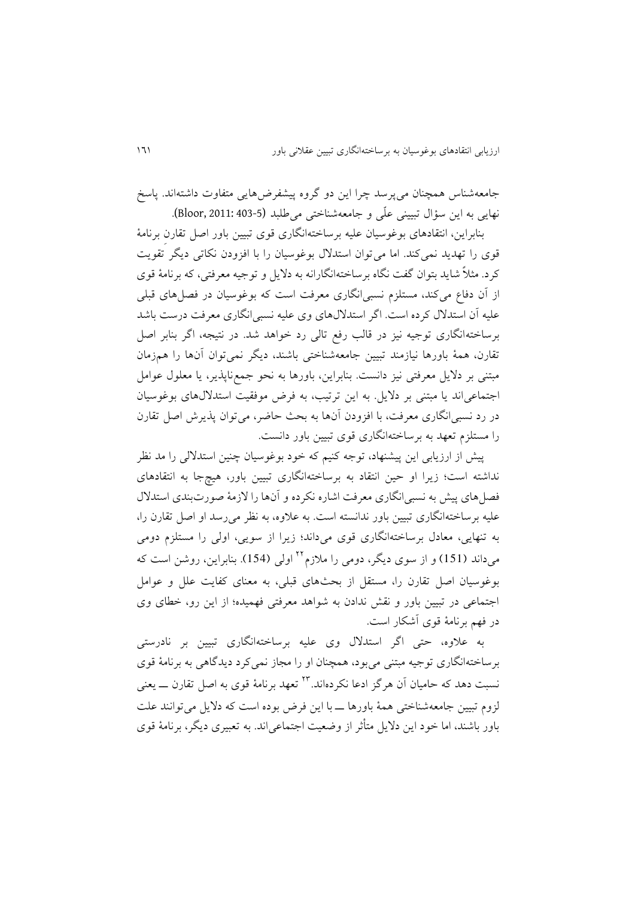جامعه‌شناس همچنان می‌پرسد چرا این دو گروه پیشفرض‌هایی متفاوت داشته‌اند. پاسخ نهایی به این سؤال تبیینی علّی و جامعه‌شناختی می‌طلبد (Bloor, 2011: 403-5).

بنابراین، انتقادهای بوغوسیان علیه برساخته‌انگاری قوی تبیین باور اصل تقارنِ برنامهٔ قوی را تهدید نمی‌کند. اما می‌توان استدلال بوغوسیان را با افزودن نکاتی دیگر تقویت کرد. مثلاً شاید بتوان گفت نگاه برساخته‌انگارانه به دلایل و توجیه معرفتی، که برنامهٔ قوی از آن دفاع می‌کند، مستلزم نسبی‌انگاری معرفت است که بوغوسیان در فصل‌های قبلی علیه آن استدلال کرده است. اگر استدلال‌های وی علیه نسبی‌انگاری معرفت درست باشد برساخته‌انگاری توجیه نیز در قالب رفع تالی رد خواهد شد. در نتیجه، اگر بنابر اصل تقارن، همهٔ باورها نیازمند تبیین جامعه‌شناختی باشند، دیگر نمی‌توان آن‌ها را هم‌زمان مبتنی بر دلایل معرفتی نیز دانست. بنابراین، باورها به نحو جمع‌ناپذیر، یا معلول عوامل اجتماعی‌اند یا مبتنی بر دلایل. به این ترتیب، به فرض موفقیت استدلال‌های بوغوسیان در رد نسبی‌انگاری معرفت، با افزودن آن‌ها به بحث حاضر، می‌توان پذیرش اصل تقارن را مستلزم تعهد به برساخته‌انگاری قوی تبیین باور دانست.

پیش از ارزیابی این پیشنهاد، توجه کنیم که خود بوغوسیان چنین استدلالی را مد نظر نداشته است؛ زیرا او حین انتقاد به برساخته‌انگاری تبیین باور، هیچ‌جا به انتقادهای فصل‌های پیش به نسبی‌انگاری معرفت اشاره نکرده و آن‌ها را لازمهٔ صورت‌بندی استدلال علیه برساخته‌انگاری تبیین باور ندانسته است. به علاوه، به نظر می‌رسد او اصل تقارن را، به تنهایی، معادل برساخته‌انگاری قوی می‌داند؛ زیرا از سویی، اولی را مستلزم دومی می‌داند (151) و از سوی دیگر، دومی را ملازم[22] اولی (154). بنابراین، روشن است که بوغوسیان اصل تقارن را، مستقل از بحث‌های قبلی، به معنای کفایت علل و عوامل اجتماعی در تبیین باور و نقش ندادن به شواهد معرفتی فهمیده؛ از این رو، خطای وی در فهم برنامهٔ قوی آشکار است.

به علاوه، حتی اگر استدلال وی علیه برساخته‌انگاری تبیین بر نادرستی برساخته‌انگاری توجیه مبتنی می‌بود، همچنان او را مجاز نمی‌کرد دیدگاهی به برنامهٔ قوی نسبت دهد که حامیان آن هرگز ادعا نکرده‌اند.[23] تعهد برنامهٔ قوی به اصل تقارن ــ یعنی لزوم تبیین جامعه‌شناختی همهٔ باورها ــ با این فرض بوده است که دلایل می‌توانند علت باور باشند، اما خود این دلایل متأثر از وضعیت اجتماعی‌اند. به تعبیری دیگر، برنامهٔ قوی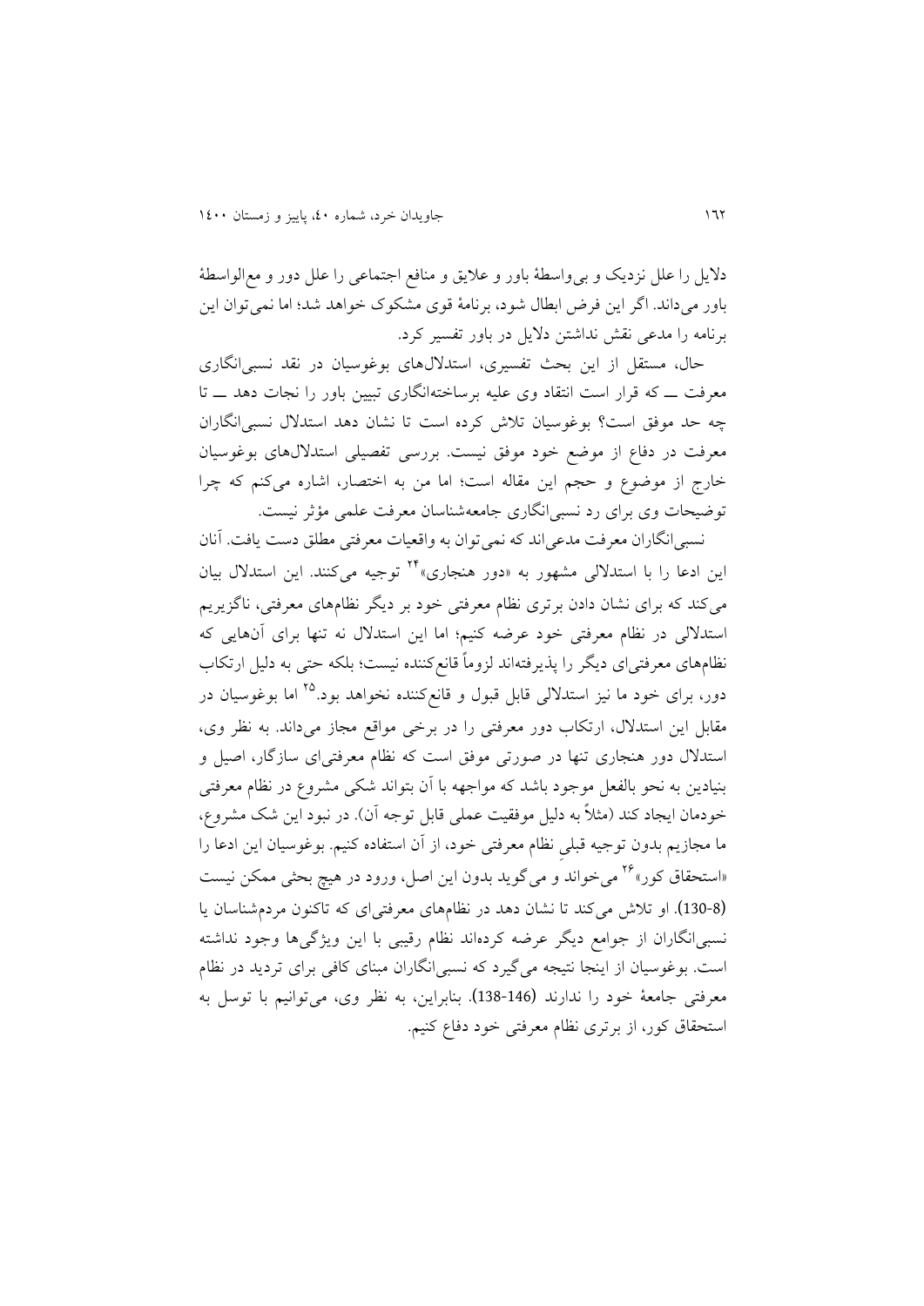دلایل را علل نزدیک و بی‌واسطهٔ باور و علایق و منافع اجتماعی را علل دور و مع‌الواسطهٔ باور می‌داند. اگر این فرض ابطال شود، برنامهٔ قوی مشکوک خواهد شد؛ اما نمی‌توان این برنامه را مدعی نقش نداشتن دلایل در باور تفسیر کرد.

حال، مستقل از این بحث تفسیری، استدلال‌های بوغوسیان در نقد نسبی‌انگاری معرفت ـــ که قرار است انتقاد وی علیه برساخته‌انگاری تبیین باور را نجات دهد ـــ تا چه حد موفق است؟ بوغوسیان تلاش کرده است تا نشان دهد استدلال نسبی‌انگاران معرفت در دفاع از موضع خود موفق نیست. بررسی تفصیلی استدلال‌های بوغوسیان خارج از موضوع و حجم این مقاله است؛ اما من به اختصار، اشاره می‌کنم که چرا توضیحات وی برای رد نسبی‌انگاری جامعه‌شناسان معرفت علمی مؤثر نیست.

نسبی‌انگاران معرفت مدعی‌اند که نمی‌توان به واقعیات معرفتی مطلق دست یافت. آنان این ادعا را با استدلالی مشهور به «دور هنجاری»[24] توجیه می‌کنند. این استدلال بیان می‌کند که برای نشان دادن برتری نظام معرفتی خود بر دیگر نظام‌های معرفتی، ناگزیریم استدلالی در نظام معرفتی خود عرضه کنیم؛ اما این استدلال نه تنها برای آن‌هایی که نظام‌های معرفتی‌ای دیگر را پذیرفته‌اند لزوماً قانع‌کننده نیست؛ بلکه حتی به دلیل ارتکاب دور، برای خود ما نیز استدلالی قابل قبول و قانع‌کننده نخواهد بود.[25] اما بوغوسیان در مقابل این استدلال، ارتکاب دور معرفتی را در برخی مواقع مجاز می‌داند. به نظر وی، استدلال دور هنجاری تنها در صورتی موفق است که نظام معرفتی‌ای سازگار، اصیل و بنیادین به نحو بالفعل موجود باشد که مواجهه با آن بتواند شکی مشروع در نظام معرفتی خودمان ایجاد کند (مثلاً به دلیل موفقیت عملی قابل توجه آن). در نبود این شک مشروع، ما مجازیم بدون توجیه قبلیِ نظام معرفتی خود، از آن استفاده کنیم. بوغوسیان این ادعا را «استحقاق کور»[26] می‌خواند و می‌گوید بدون این اصل، ورود در هیچ بحثی ممکن نیست (8-130). او تلاش می‌کند تا نشان دهد در نظام‌های معرفتی‌ای که تاکنون مردم‌شناسان یا نسبی‌انگاران از جوامع دیگر عرضه کرده‌اند نظام رقیبی با این ویژگی‌ها وجود نداشته است. بوغوسیان از اینجا نتیجه می‌گیرد که نسبی‌انگاران مبنای کافی برای تردید در نظام معرفتی جامعهٔ خود را ندارند (146-138). بنابراین، به نظر وی، می‌توانیم با توسل به استحقاق کور، از برتری نظام معرفتی خود دفاع کنیم.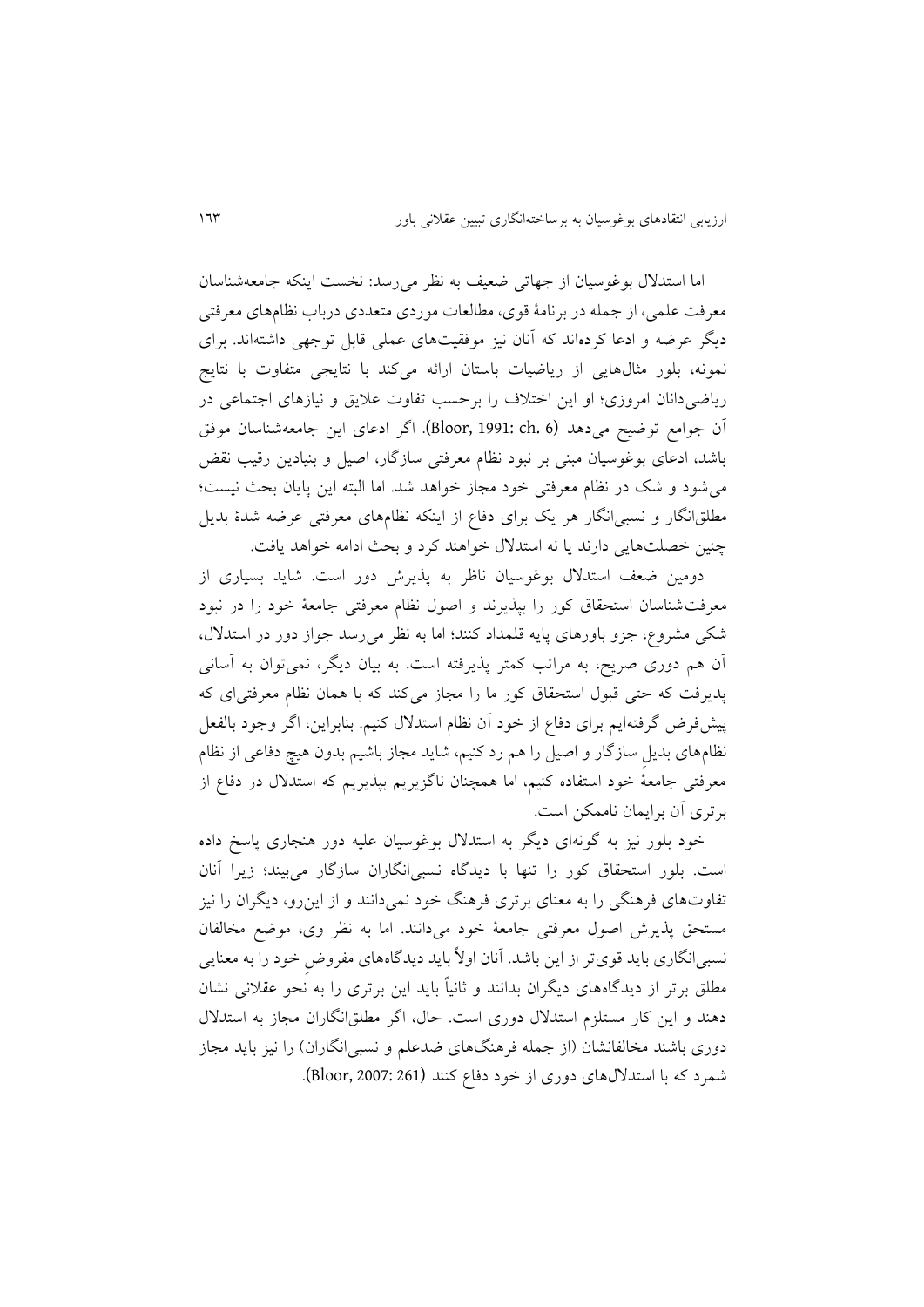اما استدلال بوغوسیان از جهاتی ضعیف به نظر می‌رسد: نخست اینکه جامعه‌شناسان معرفت علمی، از جمله در برنامهٔ قوی، مطالعات موردی متعددی درباب نظام‌های معرفتی دیگر عرضه و ادعا کرده‌اند که آنان نیز موفقیت‌های عملی قابل توجهی داشته‌اند. برای نمونه، بلور مثال‌هایی از ریاضیات باستان ارائه می‌کند با نتایجی متفاوت با نتایج ریاضی‌دانان امروزی؛ او این اختلاف را برحسب تفاوت علایق و نیازهای اجتماعی در آن جوامع توضیح می‌دهد (Bloor, 1991: ch. 6). اگر ادعای این جامعه‌شناسان موفق باشد، ادعای بوغوسیان مبنی بر نبود نظام معرفتی سازگار، اصیل و بنیادین رقیب نقض می‌شود و شک در نظام معرفتی خود مجاز خواهد شد. اما البته این پایان بحث نیست؛ مطلق‌انگار و نسبی‌انگار هر یک برای دفاع از اینکه نظام‌های معرفتی عرضه شدهٔ بدیل چنین خصلت‌هایی دارند یا نه استدلال خواهند کرد و بحث ادامه خواهد یافت.

دومین ضعف استدلال بوغوسیان ناظر به پذیرش دور است. شاید بسیاری از معرفت‌شناسان استحقاق کور را بپذیرند و اصول نظام معرفتی جامعهٔ خود را در نبود شکی مشروع، جزو باورهای پایه قلمداد کنند؛ اما به نظر می‌رسد جواز دور در استدلال، آن هم دوری صریح، به مراتب کمتر پذیرفته است. به بیان دیگر، نمی‌توان به آسانی پذیرفت که حتی قبول استحقاق کور ما را مجاز می‌کند که با همان نظام معرفتی‌ای که پیش‌فرض گرفته‌ایم برای دفاع از خود آن نظام استدلال کنیم. بنابراین، اگر وجود بالفعل نظام‌های بدیلِ سازگار و اصیل را هم رد کنیم، شاید مجاز باشیم بدون هیچ دفاعی از نظام معرفتی جامعهٔ خود استفاده کنیم، اما همچنان ناگزیریم بپذیریم که استدلال در دفاع از برتری آن برایمان ناممکن است.

خود بلور نیز به گونه‌ای دیگر به استدلال بوغوسیان علیه دور هنجاری پاسخ داده است. بلور استحقاق کور را تنها با دیدگاه نسبی‌انگاران سازگار می‌بیند؛ زیرا آنان تفاوت‌های فرهنگی را به معنای برتری فرهنگ خود نمی‌دانند و از این‌رو، دیگران را نیز مستحق پذیرش اصول معرفتی جامعهٔ خود می‌دانند. اما به نظر وی، موضع مخالفان نسبی‌انگاری باید قوی‌تر از این باشد. آنان اولاً باید دیدگاه‌های مفروضِ خود را به معنایی مطلق برتر از دیدگاه‌های دیگران بدانند و ثانیاً باید این برتری را به نَحو عقلانی نشان دهند و این کار مستلزم استدلال دوری است. حال، اگر مطلق‌انگاران مجاز به استدلال دوری باشند مخالفانشان (از جمله فرهنگ‌های ضدعلم و نسبی‌انگاران) را نیز باید مجاز شمرد که با استدلال‌های دوری از خود دفاع کنند (Bloor, 2007: 261).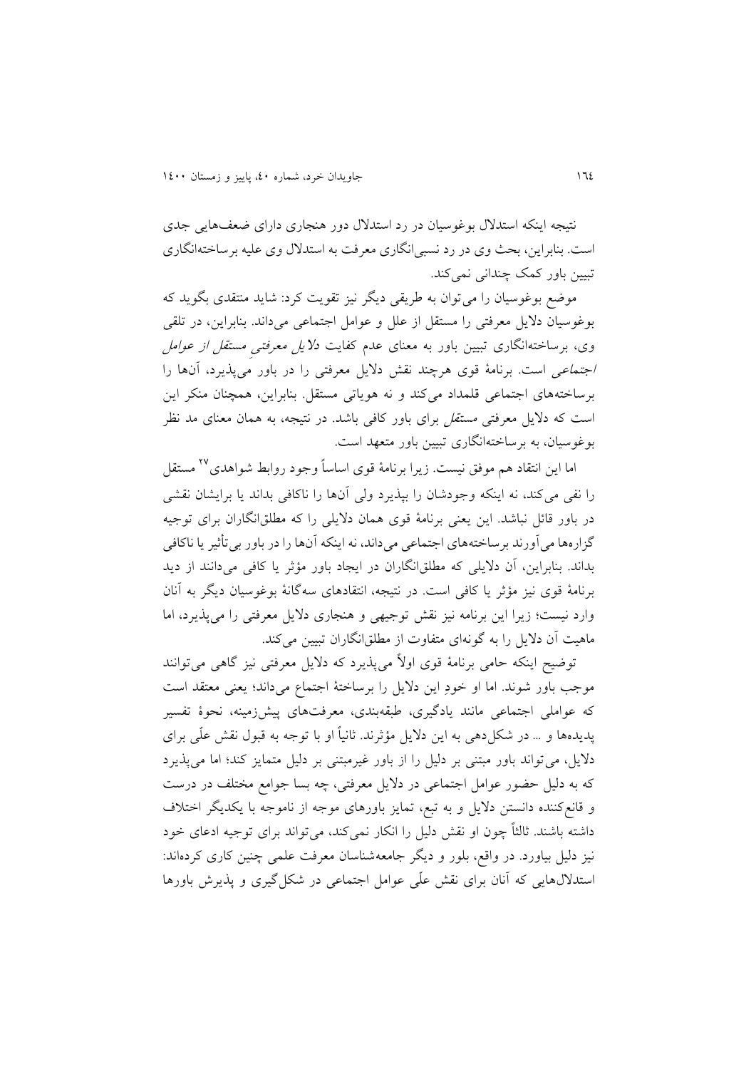نتیجه اینکه استدلال بوغوسیان در رد استدلال دور هنجاری دارای ضعف‌هایی جدی است. بنابراین، بحث وی در رد نسبی‌انگاری معرفت به استدلال وی علیه برساخته‌انگاری تبیین باور کمک چندانی نمی‌کند.

موضع بوغوسیان را می‌توان به طریقی دیگر نیز تقویت کرد: شاید منتقدی بگوید که بوغوسیان دلایل معرفتی را مستقل از علل و عوامل اجتماعی می‌داند. بنابراین، در تلقی وی، برساخته‌انگاری تبیین باور به معنای عدم کفایت *دلایل معرفتی مستقل از عوامل اجتماعی* است. برنامهٔ قوی هرچند نقش دلایل معرفتی را در باور می‌پذیرد، آن‌ها را برساخته‌های اجتماعی قلمداد می‌کند و نه هویاتی مستقل. بنابراین، همچنان منکر این است که دلایل معرفتی *مستقل* برای باور کافی باشد. در نتیجه، به همان معنای مد نظر بوغوسیان، به برساخته‌انگاری تبیین باور متعهد است.

اما این انتقاد هم موفق نیست. زیرا برنامهٔ قوی اساساً وجود روابط شواهدی[27] مستقل را نفی می‌کند، نه اینکه وجودشان را بپذیرد ولی آن‌ها را ناکافی بداند یا برایشان نقشی در باور قائل نباشد. این یعنی برنامهٔ قوی همان دلایلی را که مطلق‌انگاران برای توجیه گزاره‌ها می‌آورند برساخته‌های اجتماعی می‌داند، نه اینکه آن‌ها را در باور بی‌تأثیر یا ناکافی بداند. بنابراین، آن دلایلی که مطلق‌انگاران در ایجاد باور مؤثر یا کافی می‌دانند از دید برنامهٔ قوی نیز مؤثر یا کافی است. در نتیجه، انتقادهای سه‌گانهٔ بوغوسیان دیگر به آنان وارد نیست؛ زیرا این برنامه نیز نقش توجیهی و هنجاری دلایل معرفتی را می‌پذیرد، اما ماهیت آن دلایل را به گونه‌ای متفاوت از مطلق‌انگاران تبیین می‌کند.

توضیح اینکه حامی برنامهٔ قوی اولاً می‌پذیرد که دلایل معرفتی نیز گاهی می‌توانند موجب باور شوند. اما او خودِ این دلایل را برساختهٔ اجتماع می‌داند؛ یعنی معتقد است که عواملی اجتماعی مانند یادگیری، طبقه‌بندی، معرفت‌های پیش‌زمینه، نحوهٔ تفسیر پدیده‌ها و ... در شکل‌دهی به این دلایل مؤثرند. ثانیاً او با توجه به قبول نقش علّی برای دلایل، می‌تواند باور مبتنی بر دلیل را از باور غیرمبتنی بر دلیل متمایز کند؛ اما می‌پذیرد که به دلیل حضور عوامل اجتماعی در دلایل معرفتی، چه بسا جوامع مختلف در درست و قانع‌کننده دانستن دلایل و به تبع، تمایز باورهای موجه از ناموجه با یکدیگر اختلاف داشته باشند. ثالثاً چون او نقش دلیل را انکار نمی‌کند، می‌تواند برای توجیه ادعای خود نیز دلیل بیاورد. در واقع، بلور و دیگر جامعه‌شناسان معرفت علمی چنین کاری کرده‌اند: استدلال‌هایی که آنان برای نقش علّی عوامل اجتماعی در شکل‌گیری و پذیرش باورها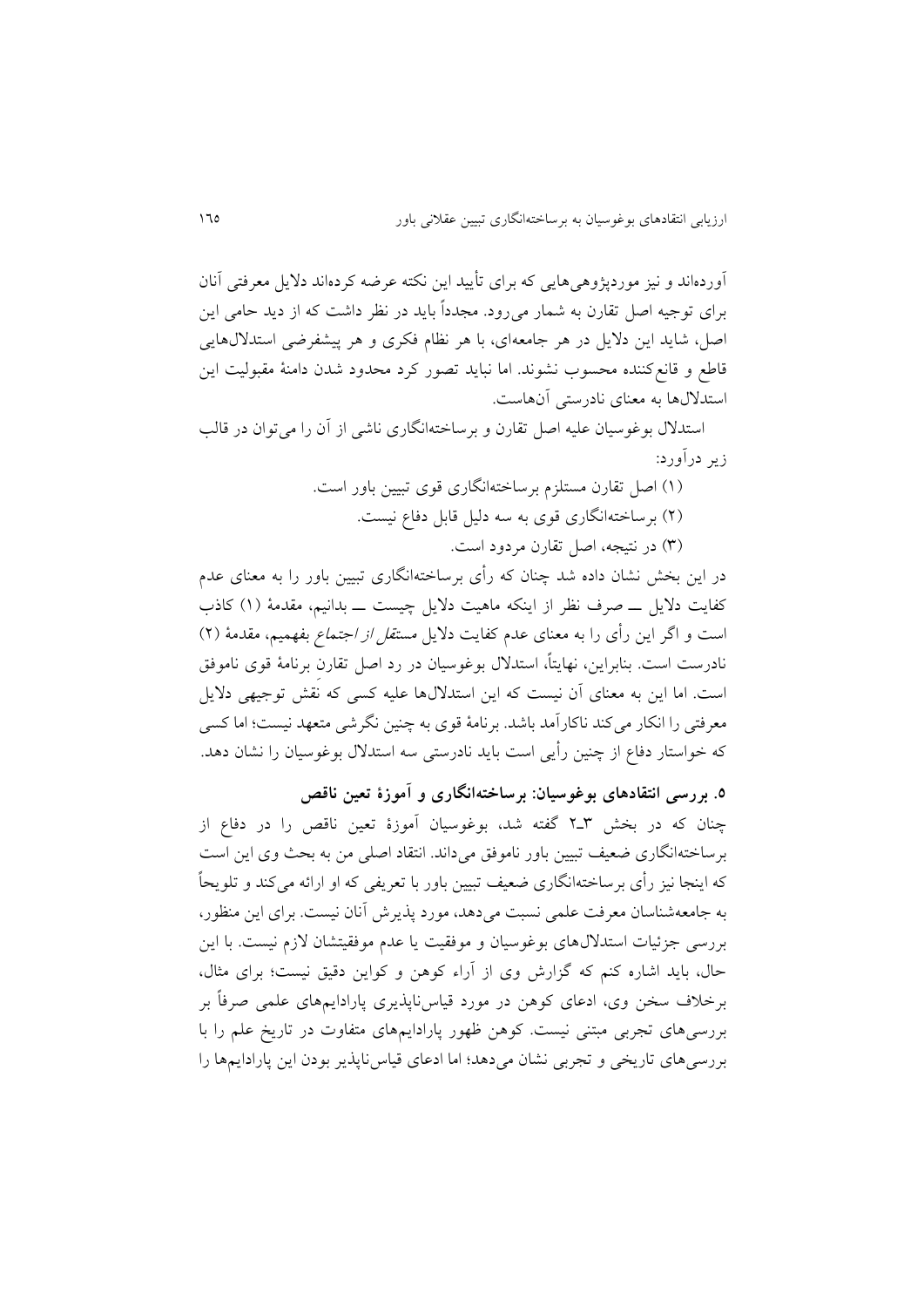آورده‌اند و نیز موردپژوهی‌هایی که برای تأیید این نکته عرضه کرده‌اند دلایل معرفتی آنان برای توجیه اصل تقارن به شمار می‌رود. مجدداً باید در نظر داشت که از دید حامی این اصل، شاید این دلایل در هر جامعه‌ای، با هر نظام فکری و هر پیشفرضی استدلال‌هایی قاطع و قانع‌کننده محسوب نشوند. اما نباید تصور کرد محدود شدن دامنهٔ مقبولیت این استدلال‌ها به معنای نادرستی آن‌هاست.

استدلال بوغوسیان علیه اصل تقارن و برساخته‌انگاری ناشی از آن را می‌توان در قالب زیر درآورد:

(۱) اصل تقارن مستلزم برساخته‌انگاری قوی تبیین باور است.

(۲) برساخته‌انگاری قوی به سه دلیل قابل دفاع نیست.

(۳) در نتیجه، اصل تقارن مردود است.

در این بخش نشان داده شد چنان که رأی برساخته‌انگاری تبیین باور را به معنای عدم کفایت دلایل ــ صرف نظر از اینکه ماهیت دلایل چیست ــ بدانیم، مقدمهٔ (۱) کاذب است و اگر این رأی را به معنای عدم کفایت دلایل *مستقل از اجتماع* بفهمیم، مقدمهٔ (۲) نادرست است. بنابراین، نهایتاً، استدلال بوغوسیان در رد اصل تقارن برنامهٔ قوی ناموفق است. اما این به معنای آن نیست که این استدلال‌ها علیه کسی که نَقش توجیهی دلایل معرفتی را انکار می‌کند ناکارآمد باشد. برنامهٔ قوی به چنین نگرشی متعهد نیست؛ اما کسی که خواستار دفاع از چنین رأیی است باید نادرستی سه استدلال بوغوسیان را نشان دهد.

## ۵. بررسی انتقادهای بوغوسیان: برساخته‌انگاری و آموزهٔ تعین ناقص

چنان که در بخش ۳ـ۲ گفته شد، بوغوسیان آموزهٔ تعین ناقص را در دفاع از برساخته‌انگاری ضعیف تبیین باور ناموفق می‌داند. انتقاد اصلی من به بحث وی این است که اینجا نیز رأی برساخته‌انگاری ضعیف تبیین باور با تعریفی که او ارائه می‌کند و تلویحاً به جامعه‌شناسان معرفت علمی نسبت می‌دهد، مورد پذیرش آنان نیست. برای این منظور، بررسی جزئیات استدلال‌های بوغوسیان و موفقیت یا عدم موفقیتشان لازم نیست. با این حال، باید اشاره کنم که گزارش وی از آراء کوهن و کواین دقیق نیست؛ برای مثال، برخلاف سخن وی، ادعای کوهن در مورد قیاس‌ناپذیری پارادایم‌های علمی صرفاً بر بررسی‌های تجربی مبتنی نیست. کوهن ظهور پارادایم‌های متفاوت در تاریخ علم را با بررسی‌های تاریخی و تجربی نشان می‌دهد؛ اما ادعای قیاس‌ناپذیر بودن این پارادایم‌ها را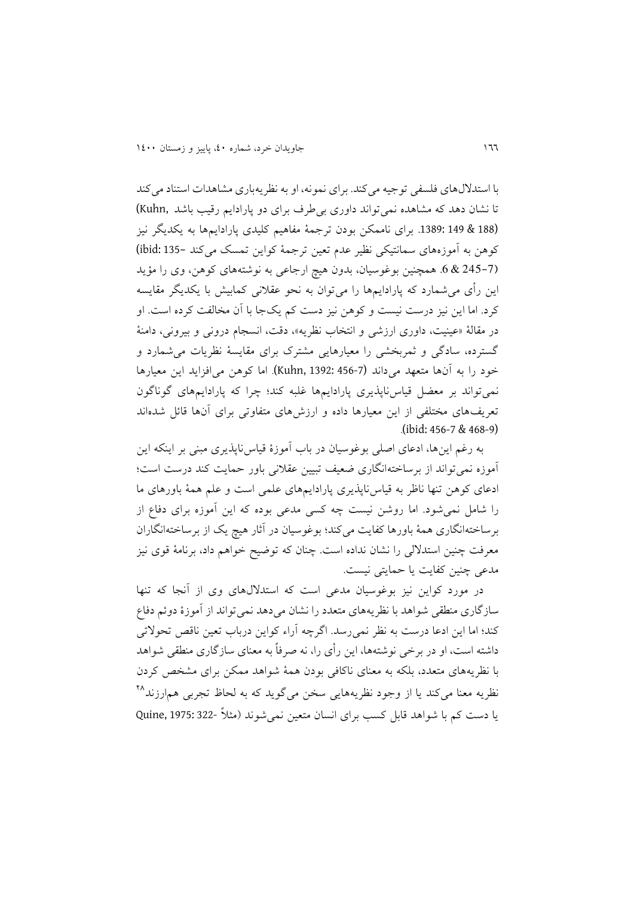با استدلال‌های فلسفی توجیه می‌کند. برای نمونه، او به نظریه‌باری مشاهدات استناد می‌کند تا نشان دهد که مشاهده نمی‌تواند داوری بی‌طرف برای دو پارادایم رقیب باشد (Kuhn, 1389: 149 & 188). برای ناممکن بودن ترجمهٔ مفاهیم کلیدی پارادایم‌ها به یکدیگر نیز کوهن به آموزه‌های سمانتیکی نظیر عدم تعین ترجمهٔ کواین تمسک می‌کند (ibid: 135-7 & 245-6). همچنین بوغوسیان، بدون هیچ ارجاعی به نوشته‌های کوهن، وی را مؤید این رأی می‌شمارد که پارادایم‌ها را می‌توان به نحو عقلانی کمابیش با یکدیگر مقایسه کرد. اما این نیز درست نیست و کوهن نیز دست کم یک‌جا با آن مخالفت کرده است. او در مقالهٔ «عینیت، داوری ارزشی و انتخاب نظریه»، دقت، انسجام درونی و بیرونی، دامنهٔ گسترده، سادگی و ثمربخشی را معیارهایی مشترک برای مقایسهٔ نظریات می‌شمارد و خود را به آن‌ها متعهد می‌داند (Kuhn, 1392: 456-7). اما کوهن می‌افزاید این معیارها نمی‌تواند بر معضل قیاس‌ناپذیری پارادایم‌ها غلبه کند؛ چرا که پارادایم‌های گوناگون تعریف‌های مختلفی از این معیارها داده و ارزش‌های متفاوتی برای آن‌ها قائل شده‌اند (ibid: 456-7 & 468-9).

به رغم این‌ها، ادعای اصلی بوغوسیان در باب آموزهٔ قیاس‌ناپذیری مبنی بر اینکه این آموزه نمی‌تواند از برساخته‌انگاری ضعیف تبیین عقلانی باور حمایت کند درست است؛ ادعای کوهن تنها ناظر به قیاس‌ناپذیری پارادایم‌های علمی است و علم همهٔ باورهای ما را شامل نمی‌شود. اما روشن نیست چه کسی مدعی بوده که این آموزه برای دفاع از برساخته‌انگاری همهٔ باورها کفایت می‌کند؛ بوغوسیان در آثار هیچ یک از برساخته‌انگاران معرفت چنین استدلالی را نشان نداده است. چنان که توضیح خواهم داد، برنامهٔ قوی نیز مدعی چنین کفایت یا حمایتی نیست.

در مورد کواین نیز بوغوسیان مدعی است که استدلال‌های وی از آنجا که تنها سازگاری منطقی شواهد با نظریه‌های متعدد را نشان می‌دهد نمی‌تواند از آموزهٔ دوئم دفاع کند؛ اما این ادعا درست به نظر نمی‌رسد. اگرچه آراء کواین درباب تعین ناقص تحولاتی داشته است، او در برخی نوشته‌ها، این رأی را، نه صرفاً به معنای سازگاری منطقی شواهد با نظریه‌های متعدد، بلکه به معنای ناکافی بودن همهٔ شواهد ممکن برای مشخص کردن نظریه معنا می‌کند یا از وجود نظریه‌هایی سخن می‌گوید که به لحاظ تجربی هم‌ارزند[۲۸] یا دست کم با شواهد قابل کسب برای انسان متعین نمی‌شوند (مثلاً Quine, 1975: 322-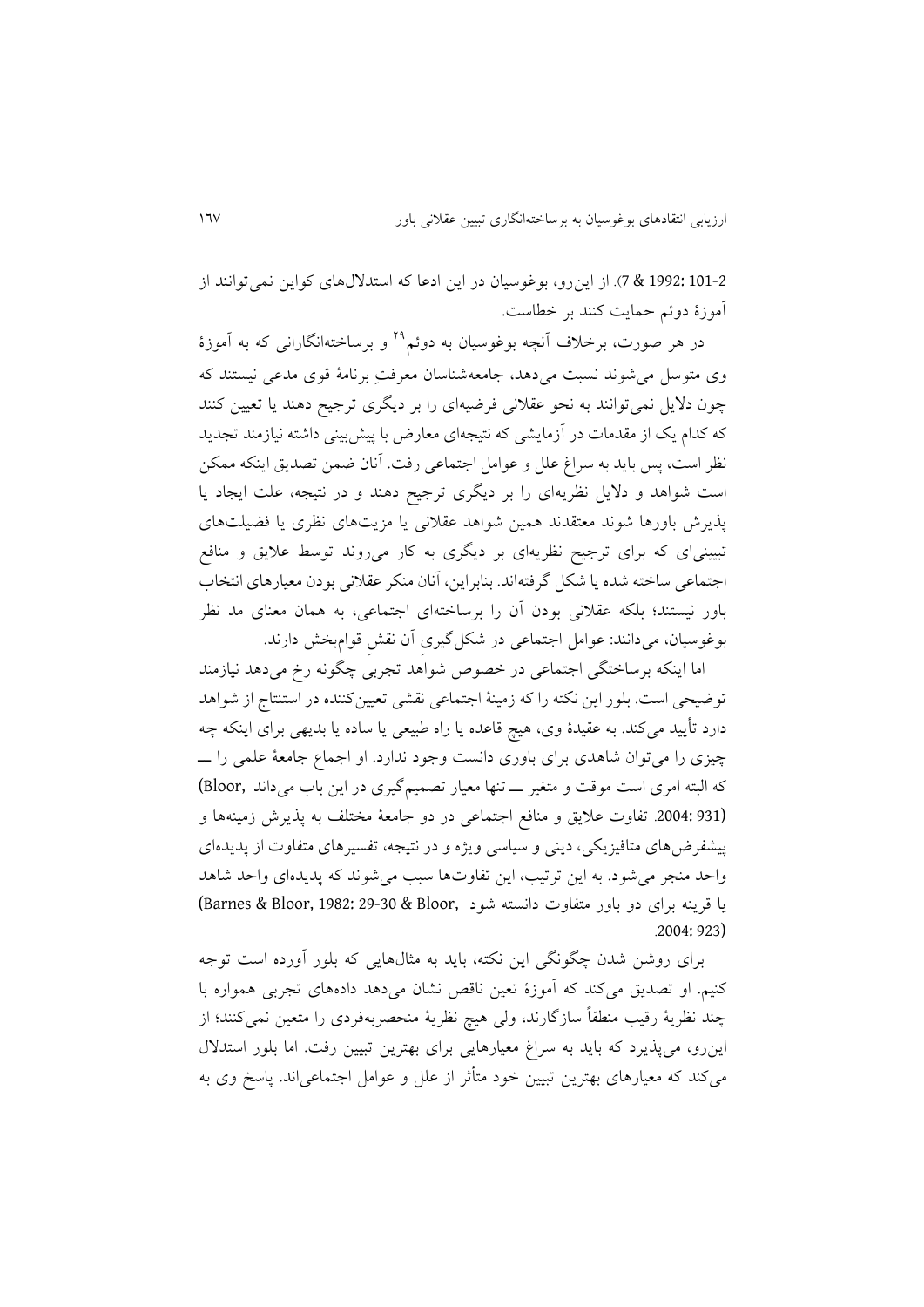1992: 101-2 & 7). از این‌رو، بوغوسیان در این ادعا که استدلال‌های کواین نمی‌توانند از آموزهٔ دوئم حمایت کنند بر خطاست.

در هر صورت، برخلاف آنچه بوغوسیان به دوئم[29] و برساخته‌انگارانی که به آموزهٔ وی متوسل می‌شوند نسبت می‌دهد، جامعه‌شناسان معرفتِ برنامهٔ قوی مدعی نیستند که چون دلایل نمی‌توانند به نحو عقلانی فرضیه‌ای را بر دیگری ترجیح دهند یا تعیین کنند که کدام یک از مقدمات در آزمایشی که نتیجه‌ای معارض با پیش‌بینی داشته نیازمند تجدید نظر است، پس باید به سراغ علل و عوامل اجتماعی رفت. آنان ضمن تصدیق اینکه ممکن است شواهد و دلایل نظریه‌ای را بر دیگری ترجیح دهند و در نتیجه، علت ایجاد یا پذیرش باورها شوند معتقدند همین شواهد عقلانی یا مزیت‌های نظری یا فضیلت‌های تبیینی‌ای که برای ترجیح نظریه‌ای بر دیگری به کار می‌روند توسط علایق و منافع اجتماعی ساخته شده یا شکل گرفته‌اند. بنابراین، آنان منکر عقلانی بودن معیارهای انتخاب باور نیستند؛ بلکه عقلانی بودن آن را برساخته‌ای اجتماعی، به همان معنای مد نظر بوغوسیان، می‌دانند: عوامل اجتماعی در شکل‌گیریِ آن نقشِ قوام‌بخش دارند.

اما اینکه برساختگی اجتماعی در خصوص شواهد تجربی چگونه رخ می‌دهد نیازمند توضیحی است. بلور این نکته را که زمینهٔ اجتماعی نقشی تعیین‌کننده در استنتاج از شواهد دارد تأیید می‌کند. به عقیدهٔ وی، هیچ قاعده یا راه طبیعی یا ساده یا بدیهی برای اینکه چه چیزی را می‌توان شاهدی برای باوری دانست وجود ندارد. او اجماع جامعهٔ علمی را ــ که البته امری است موقت و متغیر ــ تنها معیار تصمیم‌گیری در این باب می‌داند (Bloor, 2004: 931). تفاوت علایق و منافع اجتماعی در دو جامعهٔ مختلف به پذیرش زمینه‌ها و پیشفرض‌های متافیزیکی، دینی و سیاسی ویژه و در نتیجه، تفسیرهای متفاوت از پدیده‌ای واحد منجر می‌شود. به این ترتیب، این تفاوت‌ها سبب می‌شوند که پدیده‌ای واحد شاهد یا قرینه برای دو باور متفاوت دانسته شود (Barnes & Bloor, 1982: 29-30 & Bloor, 2004: 923).

برای روشن شدن چگونگی این نکته، باید به مثال‌هایی که بلور آورده است توجه کنیم. او تصدیق می‌کند که آموزهٔ تعین ناقص نشان می‌دهد داده‌های تجربی همواره با چند نظریهٔ رقیب منطقاً سازگارند، ولی هیچ نظریهٔ منحصربه‌فردی را متعین نمی‌کنند؛ از این‌رو، می‌پذیرد که باید به سراغ معیارهایی برای بهترین تبیین رفت. اما بلور استدلال می‌کند که معیارهای بهترین تبیین خود متأثر از علل و عوامل اجتماعی‌اند. پاسخ وی به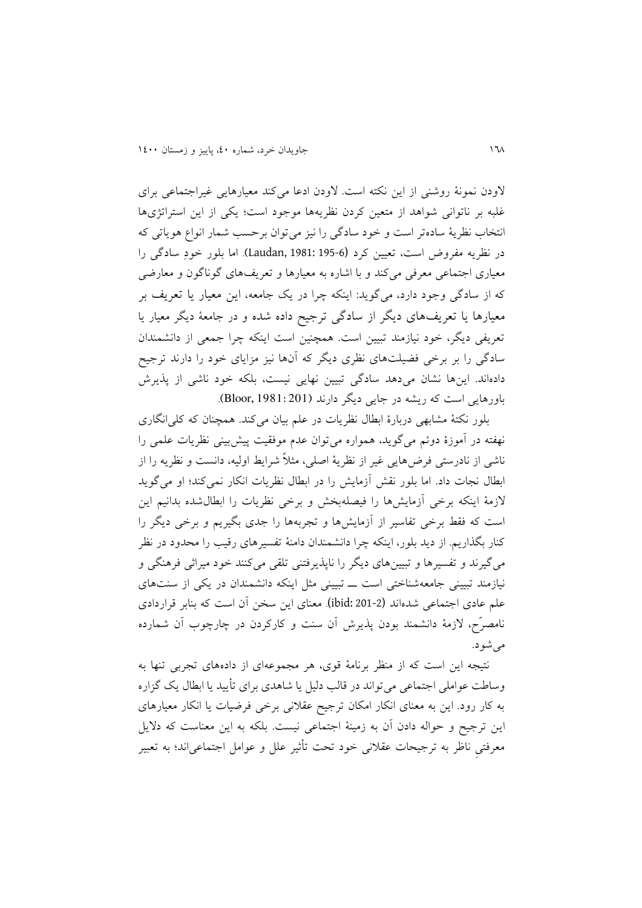لاودن نمونهٔ روشنی از این نکته است. لاودن ادعا می‌کند معیارهایی غیراجتماعی برای غلبه بر ناتوانی شواهد از متعین کردن نظریه‌ها موجود است؛ یکی از این استراتژی‌ها انتخاب نظریهٔ ساده‌تر است و خود سادگی را نیز می‌توان برحسب شمار انواع هویاتی که در نظریه مفروض است، تعیین کرد (Laudan, 1981: 195-6). اما بلور خودِ سادگی را معیاری اجتماعی معرفی می‌کند و با اشاره به معیارها و تعریف‌های گوناگون و معارضی که از سادگی وجود دارد، می‌گوید: اینکه چرا در یک جامعه، این معیار یا تعریف بر معیارها یا تعریف‌های دیگر از سادگی ترجیح داده شده و در جامعهٔ دیگر معیار یا تعریفی دیگر، خود نیازمند تبیین است. همچنین است اینکه چرا جمعی از دانشمندان سادگی را بر برخی فضیلت‌های نظری دیگر که آن‌ها نیز مزایای خود را دارند ترجیح داده‌اند. این‌ها نشان می‌دهد سادگی تبیین نهایی نیست، بلکه خود ناشی از پذیرش باورهایی است که ریشه در جایی دیگر دارند (Bloor, 1981: 201).

بلور نکتهٔ مشابهی دربارهٔ ابطال نظریات در علم بیان می‌کند. همچنان که کلی‌انگاری نهفته در آموزهٔ دوئم می‌گوید، همواره می‌توان عدم موفقیت پیش‌بینی نظریات علمی را ناشی از نادرستی فرض‌هایی غیر از نظریهٔ اصلی، مثلاً شرایط اولیه، دانست و نظریه را از ابطال نجات داد. اما بلور نقش آزمایش را در ابطال نظریات انکار نمی‌کند؛ او می‌گوید لازمهٔ اینکه برخی آزمایش‌ها را فیصله‌بخش و برخی نظریات را ابطال‌شده بدانیم این است که فقط برخی تفاسیر از آزمایش‌ها و تجربه‌ها را جدی بگیریم و برخی دیگر را کنار بگذاریم. از دید بلور، اینکه چرا دانشمندان دامنهٔ تفسیرهای رقیب را محدود در نظر می‌گیرند و تفسیرها و تبیین‌های دیگر را ناپذیرفتنی تلقی می‌کنند خود میراثی فرهنگی و نیازمند تبیینی جامعه‌شناختی است ــ تبیینی مثل اینکه دانشمندان در یکی از سنت‌های علم عادی اجتماعی شده‌اند (ibid: 201-2). معنای این سخن آن است که بنابر قراردادی نامصرّح، لازمهٔ دانشمند بودن پذیرش آن سنت و کارکردن در چارچوب آن شمارده می‌شود.

نتیجه این است که از منظر برنامهٔ قوی، هر مجموعه‌ای از داده‌های تجربی تنها به وساطت عواملی اجتماعی می‌تواند در قالب دلیل یا شاهدی برای تأیید یا ابطال یک گزاره به کار رود. این به معنای انکار امکان ترجیح عقلانی برخی فرضیات یا انکار معیارهای این ترجیح و حواله دادن آن به زمینهٔ اجتماعی نیست. بلکه به این معناست که دلایل معرفتیِ ناظر به ترجیحات عقلانی خود تحت تأثیر علل و عوامل اجتماعی‌اند؛ به تعبیر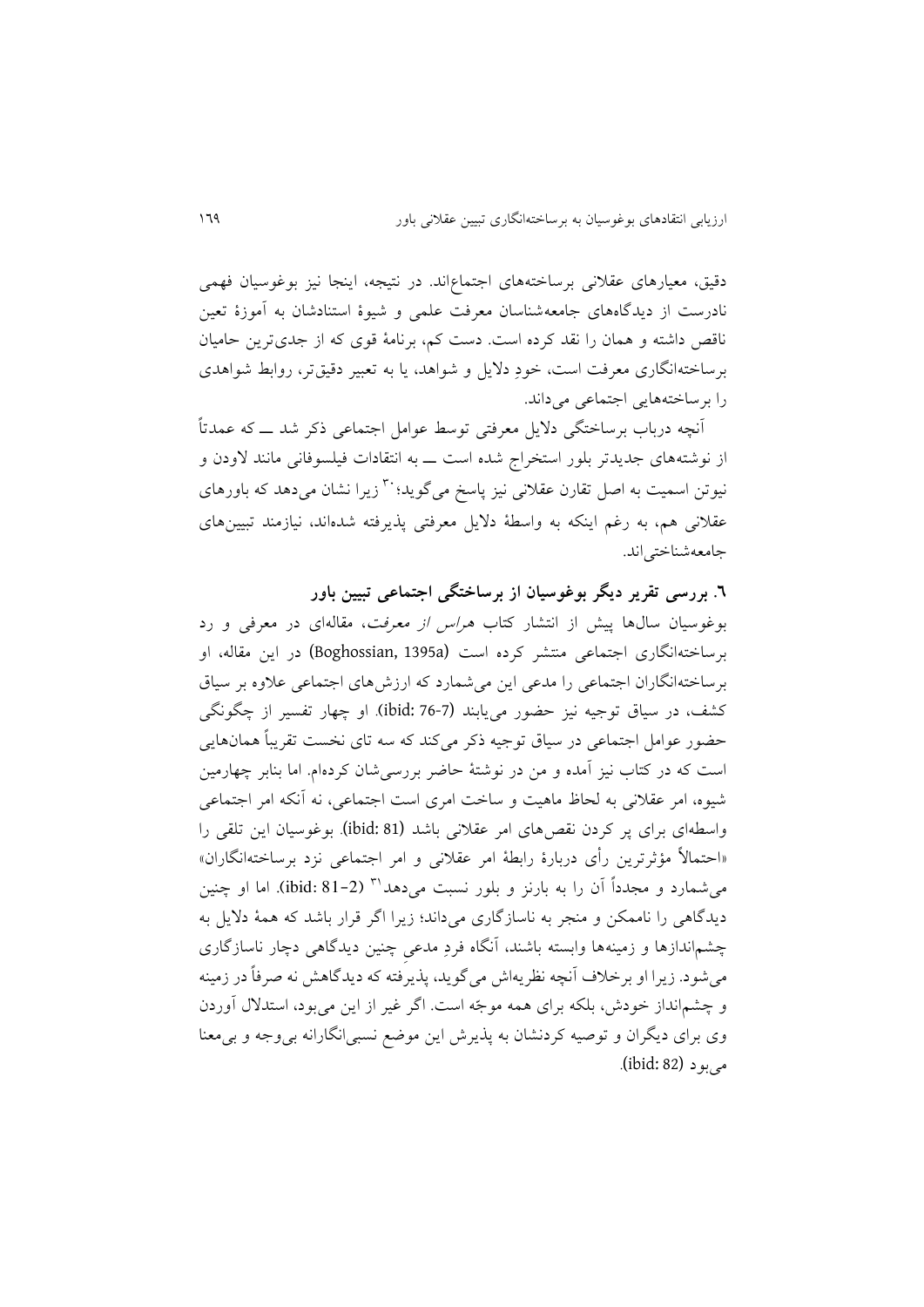دقیق، معیارهای عقلانی برساخته‌های اجتماع‌اند. در نتیجه، اینجا نیز بوغوسیان فهمی نادرست از دیدگاه‌های جامعه‌شناسان معرفت علمی و شیوهٔ استنادشان به آموزهٔ تعین ناقص داشته و همان را نقد کرده است. دست کم، برنامهٔ قوی که از جدی‌ترین حامیان برساخته‌انگاری معرفت است، خودِ دلایل و شواهد، یا به تعبیر دقیق‌تر، روابط شواهدی را برساخته‌هایی اجتماعی می‌داند.

آنچه درباب برساختگی دلایل معرفتی توسط عوامل اجتماعی ذکر شد ــ که عمدتاً از نوشته‌های جدیدتر بلور استخراج شده است ــ به انتقادات فیلسوفانی مانند لاودن و نیوتن اسمیت به اصل تقارن عقلانی نیز پاسخ می‌گوید؛[30] زیرا نشان می‌دهد که باورهای عقلانی هم، به رغم اینکه به واسطهٔ دلایل معرفتی پذیرفته شده‌اند، نیازمند تبیین‌های جامعه‌شناختی‌اند.

### ٦. بررسی تقریر دیگر بوغوسیان از برساختگی اجتماعی تبیین باور

بوغوسیان سال‌ها پیش از انتشار کتاب *هراس از معرفت*، مقاله‌ای در معرفی و رد برساخته‌انگاری اجتماعی منتشر کرده است (Boghossian, 1395a) در این مقاله، او برساخته‌انگاران اجتماعی را مدعی این می‌شمارد که ارزش‌های اجتماعی علاوه بر سیاق کشف، در سیاق توجیه نیز حضور می‌یابند (ibid: 76-7). او چهار تفسیر از چگونگی حضور عوامل اجتماعی در سیاق توجیه ذکر می‌کند که سه تای نخست تقریباً همان‌هایی است که در کتاب نیز آمده و من در نوشتهٔ حاضر بررسی‌شان کرده‌ام. اما بنابر چهارمین شیوه، امر عقلانی به لحاظ ماهیت و ساخت امری است اجتماعی، نه آنکه امر اجتماعی واسطه‌ای برای پر کردن نقص‌های امر عقلانی باشد (ibid: 81). بوغوسیان این تلقی را «احتمالاً مؤثرترین رأی دربارهٔ رابطهٔ امر عقلانی و امر اجتماعی نزد برساخته‌انگاران» می‌شمارد و مجدداً آن را به بارنز و بلور نسبت می‌دهد[31] (ibid: 81-2). اما او چنین دیدگاهی را ناممکن و منجر به ناسازگاری می‌داند؛ زیرا اگر قرار باشد که همهٔ دلایل به چشم‌اندازها و زمینه‌ها وابسته باشند، آنگاه فردِ مدعیِ چنین دیدگاهی دچار ناسازگاری می‌شود. زیرا او برخلاف آنچه نظریه‌اش می‌گوید، پذیرفته که دیدگاهش نه صرفاً در زمینه و چشم‌انداز خودش، بلکه برای همه موجّه است. اگر غیر از این می‌بود، استدلال آوردن وی برای دیگران و توصیه کردنشان به پذیرش این موضع نسبی‌انگارانه بی‌وجه و بی‌معنا می‌بود (ibid: 82).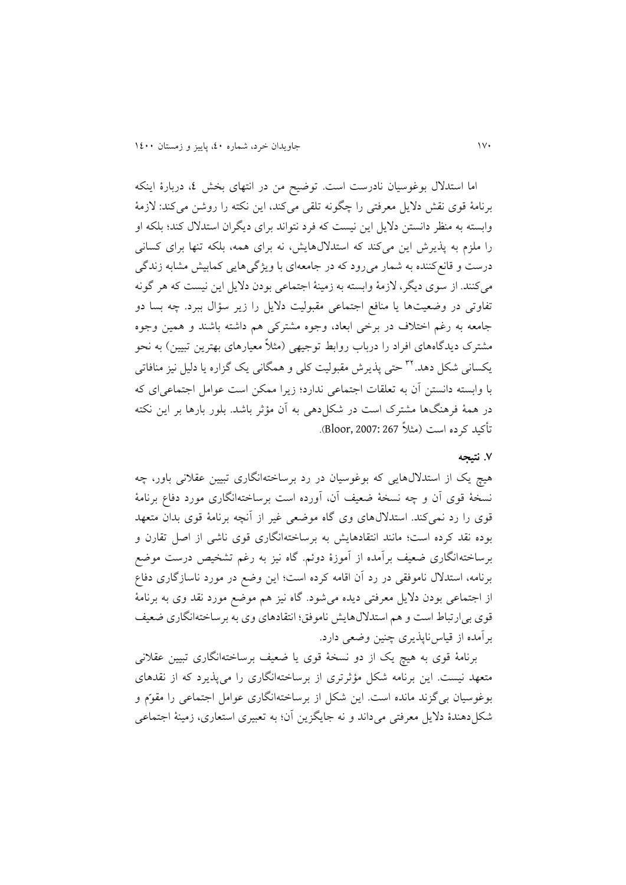اما استدلال بوغوسیان نادرست است. توضیح من در انتهای بخش ٤، دربارهٔ اینکه برنامهٔ قوی نقش دلایل معرفتی را چگونه تلقی می‌کند، این نکته را روشن می‌کند: لازمهٔ وابسته به منظر دانستن دلایل این نیست که فرد نتواند برای دیگران استدلال کند؛ بلکه او را ملزم به پذیرش این می‌کند که استدلال‌هایش، نه برای همه، بلکه تنها برای کسانی درست و قانع‌کننده به شمار می‌رود که در جامعه‌ای با ویژگی‌هایی کمابیش مشابه زندگی می‌کنند. از سوی دیگر، لازمهٔ وابسته به زمینهٔ اجتماعی بودن دلایل این نیست که هر گونه تفاوتی در وضعیت‌ها یا منافع اجتماعی مقبولیت دلایل را زیر سؤال ببرد. چه بسا دو جامعه به رغم اختلاف در برخی ابعاد، وجوه مشترکی هم داشته باشند و همین وجوه مشترک دیدگاه‌های افراد را درباب روابط توجیهی (مثلاً معیارهای بهترین تبیین) به نحو یکسانی شکل دهد.[٣٢] حتی پذیرش مقبولیت کلی و همگانی یک گزاره یا دلیل نیز منافاتی با وابسته دانستن آن به تعلقات اجتماعی ندارد؛ زیرا ممکن است عوامل اجتماعی‌ای که در همهٔ فرهنگ‌ها مشترک است در شکل‌دهی به آن مؤثر باشد. بلور بارها بر این نکته تأکید کرده است (مثلاً Bloor, 2007: 267).

### ٧. نتیجه

هیچ یک از استدلال‌هایی که بوغوسیان در رد برساخته‌انگاری تبیین عقلانی باور، چه نسخهٔ قوی آن و چه نسخهٔ ضعیف آن، آورده است برساخته‌انگاری مورد دفاع برنامهٔ قوی را رد نمی‌کند. استدلال‌های وی گاه موضعی غیر از آنچه برنامهٔ قوی بدان متعهد بوده نقد کرده است؛ مانند انتقادهایش به برساخته‌انگاری قوی ناشی از اصل تقارن و برساخته‌انگاری ضعیف برآمده از آموزهٔ دوئم. گاه نیز به رغم تشخیص درست موضع برنامه، استدلال ناموفقی در رد آن اقامه کرده است؛ این وضع در مورد ناسازگاری دفاع از اجتماعی بودن دلایل معرفتی دیده می‌شود. گاه نیز هم موضع مورد نقد وی به برنامهٔ قوی بی‌ارتباط است و هم استدلال‌هایش ناموفق؛ انتقادهای وی به برساخته‌انگاری ضعیف برآمده از قیاس‌ناپذیری چنین وضعی دارد.

برنامهٔ قوی به هیچ یک از دو نسخهٔ قوی یا ضعیف برساخته‌انگاری تبیین عقلانی متعهد نیست. این برنامه شکل مؤثرتری از برساخته‌انگاری را می‌پذیرد که از نقدهای بوغوسیان بی‌گزند مانده است. این شکل از برساخته‌انگاری عوامل اجتماعی را مقوّم و شکل‌دهندهٔ دلایل معرفتی می‌داند و نه جایگزین آن؛ به تعبیری استعاری، زمینهٔ اجتماعی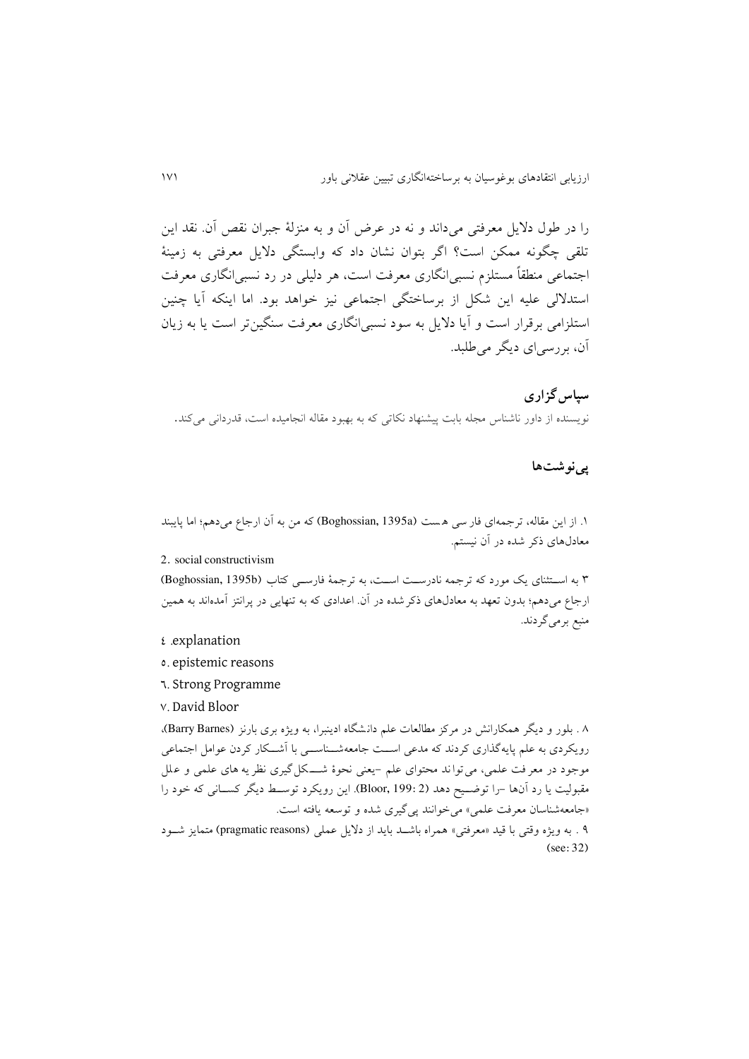را در طول دلایل معرفتی می‌داند و نه در عرض آن و به منزلهٔ جبران نقص آن. نقد این تلقی چگونه ممکن است؟ اگر بتوان نشان داد که وابستگی دلایل معرفتی به زمینهٔ اجتماعی منطقاً مستلزم نسبی‌انگاری معرفت است، هر دلیلی در رد نسبی‌انگاری معرفت استدلالی علیه این شکل از برساختگی اجتماعی نیز خواهد بود. اما اینکه آیا چنین استلزامی برقرار است و آیا دلایل به سود نسبی‌انگاری معرفت سنگین‌تر است یا به زیان آن، بررسی‌ای دیگر می‌طلبد.

## سپاس‌گزاری

نویسنده از داور ناشناس مجله بابت پیشنهاد نکاتی که به بهبود مقاله انجامیده است، قدردانی می‌کند.

## پی‌نوشت‌ها

۱. از این مقاله، ترجمه‌ای فارسی هست (Boghossian, 1395a) که من به آن ارجاع می‌دهم؛ اما پایبند معادل‌های ذکر شده در آن نیستم.

2. social constructivism

۳ به استثنای یک مورد که ترجمه نادرست است، به ترجمهٔ فارسی کتاب (Boghossian, 1395b) ارجاع می‌دهم؛ بدون تعهد به معادل‌های ذکرشده در آن. اعدادی که به تنهایی در پرانتز آمده‌اند به همین منبع برمی‌گردند.

٤. explanation

٥. epistemic reasons

٦. Strong Programme

٧. David Bloor

۸ . بلور و دیگر همکارانش در مرکز مطالعات علم دانشگاه ادینبرا، به ویژه بری بارنز (Barry Barnes)، رویکردی به علم پایه‌گذاری کردند که مدعی است جامعه‌شناسی با آشکار کردن عوامل اجتماعی موجود در معرفت علمی، می‌تواند محتوای علم -یعنی نحوهٔ شکل‌گیری نظریه‌های علمی و علل مقبولیت یا رد آنها- را توضیح دهد (Bloor, 199: 2). این رویکرد توسط دیگر کسانی که خود را «جامعه‌شناسان معرفت علمی» می‌خوانند پی‌گیری شده و توسعه یافته است.

۹ . به ویژه وقتی با قید «معرفتی» همراه باشد باید از دلایل عملی (pragmatic reasons) متمایز شود (see: 32)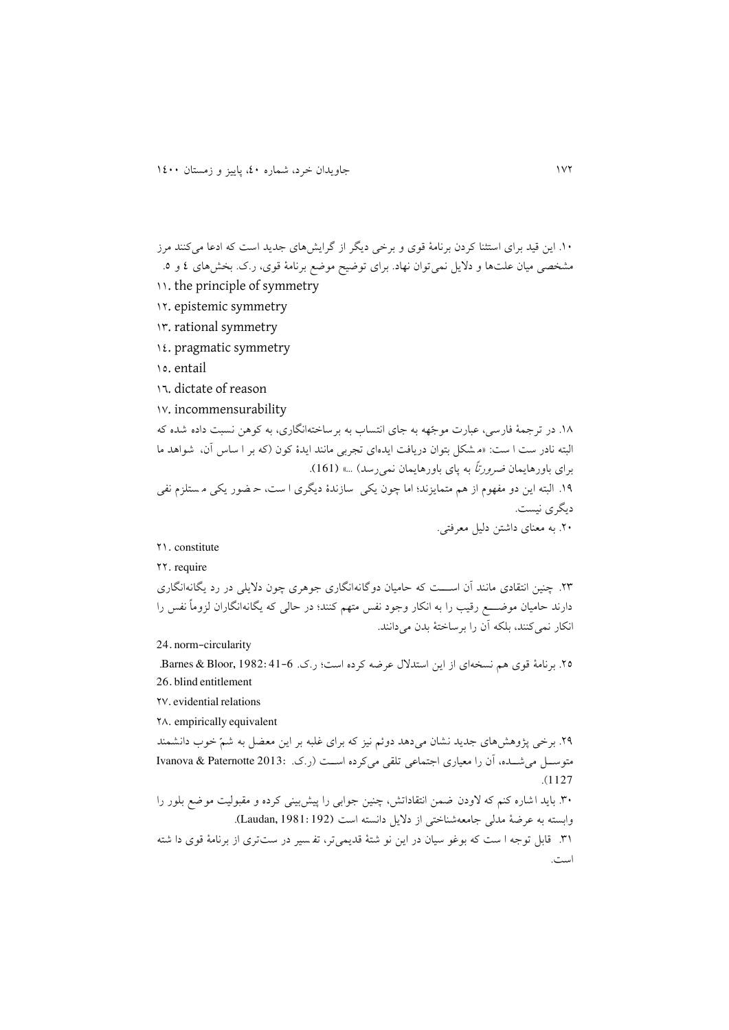۱۰. این قید برای استثنا کردن برنامۀ قوی و برخی دیگر از گرایش‌های جدید است که ادعا می‌کنند مرز مشخصی میان علت‌ها و دلایل نمی‌توان نهاد. برای توضیح موضع برنامۀ قوی، ر.ک. بخش‌های ٤ و ٥.

۱۱. the principle of symmetry

۱۲. epistemic symmetry

۱۳. rational symmetry

۱٤. pragmatic symmetry

۱٥. entail

۱٦. dictate of reason

۱۷. incommensurability

۱۸. در ترجمۀ فارسی، عبارت موجّهه به جای انتساب به برساخته‌انگاری، به کوهن نسبت داده شده که البته نادر ست ا ست: «م شکل بتوان دریافت ایده‌ای تجربی مانند ایدۀ کون (که بر ا ساس آن، شواهد ما برای باورهایمان *ضرورتاً* به پای باورهایمان نمی‌رسد) ...» (161).

۱۹. البته این دو مفهوم از هم متمایزند؛ اما چون یکی سازندۀ دیگری ا ست، ح ضور یکی م ستلزم نفی دیگری نیست.

۲۰. به معنای داشتن دلیل معرفتی.

۲۱. constitute

۲۲. require

۲۳. چنین انتقادی مانند آن اســـت که حامیان دوگانه‌انگاری جوهری چون دلایلی در رد یگانه‌انگاری دارند حامیان موضـــع رقیب را به انکار وجود نفس متهم کنند؛ در حالی که یگانه‌انگاران لزوماً نفس را انکار نمی‌کنند، بلکه آن را برساختۀ بدن می‌دانند.

24. norm-circularity

۲٥. برنامۀ قوی هم نسخه‌ای از این استدلال عرضه کرده است؛ ر.ک. Barnes & Bloor, 1982: 41-6.

26. blind entitlement

۲۷. evidential relations

۲۸. empirically equivalent

۲۹. برخی پژوهش‌های جدید نشان می‌دهد دوئم نیز که برای غلبه بر این معضل به شمّ خوب دانشمند متوســل می‌شــده، آن را معیاری اجتماعی تلقی می‌کرده اســت (ر.ک. Ivanova & Paternotte 2013: 1127).

۳۰. باید ا شاره کنم که لاودن ضمن انتقاداتش، چنین جوابی را پیش‌بینی کرده و مقبولیت موضع بلور را وابسته به عرضۀ مدلی جامعه‌شناختی از دلایل دانسته است (Laudan, 1981: 192).

۳۱. قابل توجه ا ست که بوغو سیان در این نو شتۀ قدیمی‌تر، تف سیر در ست‌تری از برنامۀ قوی دا شته است.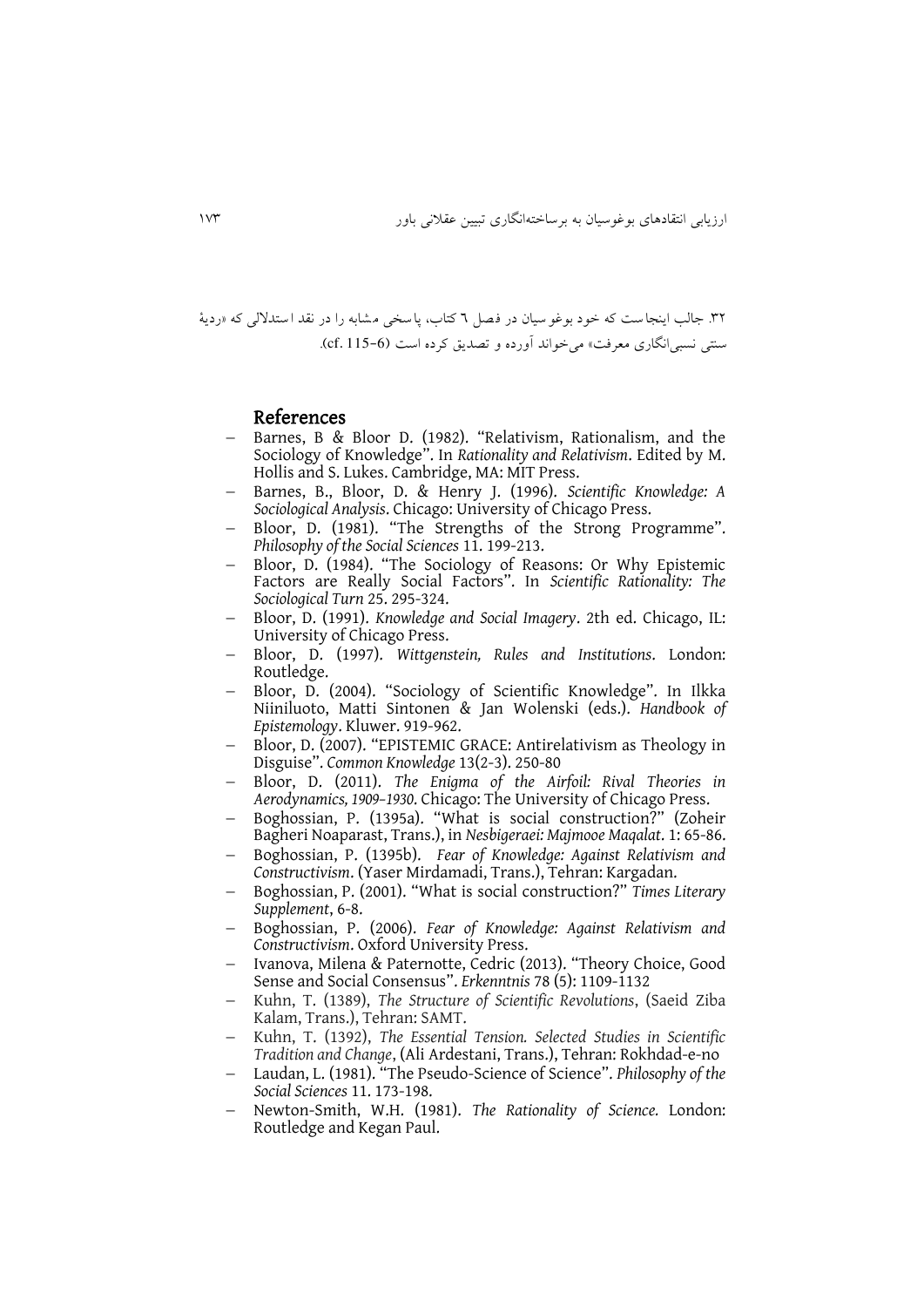۳۲. جالب اینجاست که خود بوغوسیان در فصل ٦ کتاب، پاسخی مشابه را در نقد استدلالی که «ردیهٔ سنتی نسبی‌انگاری معرفت» می‌خواند آورده و تصدیق کرده است (cf. 115-6).

## References

- Barnes, B & Bloor D. (1982). "Relativism, Rationalism, and the Sociology of Knowledge". In *Rationality and Relativism*. Edited by M. Hollis and S. Lukes. Cambridge, MA: MIT Press.
- Barnes, B., Bloor, D. & Henry J. (1996). *Scientific Knowledge: A Sociological Analysis*. Chicago: University of Chicago Press.
- Bloor, D. (1981). "The Strengths of the Strong Programme". *Philosophy of the Social Sciences* 11. 199-213.
- Bloor, D. (1984). "The Sociology of Reasons: Or Why Epistemic Factors are Really Social Factors". In *Scientific Rationality: The Sociological Turn* 25. 295-324.
- Bloor, D. (1991). *Knowledge and Social Imagery*. 2th ed. Chicago, IL: University of Chicago Press.
- Bloor, D. (1997). *Wittgenstein, Rules and Institutions*. London: Routledge.
- Bloor, D. (2004). "Sociology of Scientific Knowledge". In Ilkka Niiniluoto, Matti Sintonen & Jan Wolenski (eds.). *Handbook of Epistemology*. Kluwer. 919-962.
- Bloor, D. (2007). "EPISTEMIC GRACE: Antirelativism as Theology in Disguise". *Common Knowledge* 13(2-3). 250-80
- Bloor, D. (2011). *The Enigma of the Airfoil: Rival Theories in Aerodynamics, 1909–1930*. Chicago: The University of Chicago Press.
- Boghossian, P. (1395a). "What is social construction?" (Zoheir Bagheri Noaparast, Trans.), in *Nesbigeraei: Majmooe Maqalat*. 1: 65-86.
- Boghossian, P. (1395b). *Fear of Knowledge: Against Relativism and Constructivism*. (Yaser Mirdamadi, Trans.), Tehran: Kargadan.
- Boghossian, P. (2001). "What is social construction?" *Times Literary Supplement*, 6-8.
- Boghossian, P. (2006). *Fear of Knowledge: Against Relativism and Constructivism*. Oxford University Press.
- Ivanova, Milena & Paternotte, Cedric (2013). "Theory Choice, Good Sense and Social Consensus". *Erkenntnis* 78 (5): 1109-1132
- Kuhn, T. (1389), *The Structure of Scientific Revolutions*, (Saeid Ziba Kalam, Trans.), Tehran: SAMT.
- Kuhn, T. (1392), *The Essential Tension. Selected Studies in Scientific Tradition and Change*, (Ali Ardestani, Trans.), Tehran: Rokhdad-e-no
- Laudan, L. (1981). "The Pseudo-Science of Science". *Philosophy of the Social Sciences* 11. 173-198.
- Newton-Smith, W.H. (1981). *The Rationality of Science.* London: Routledge and Kegan Paul.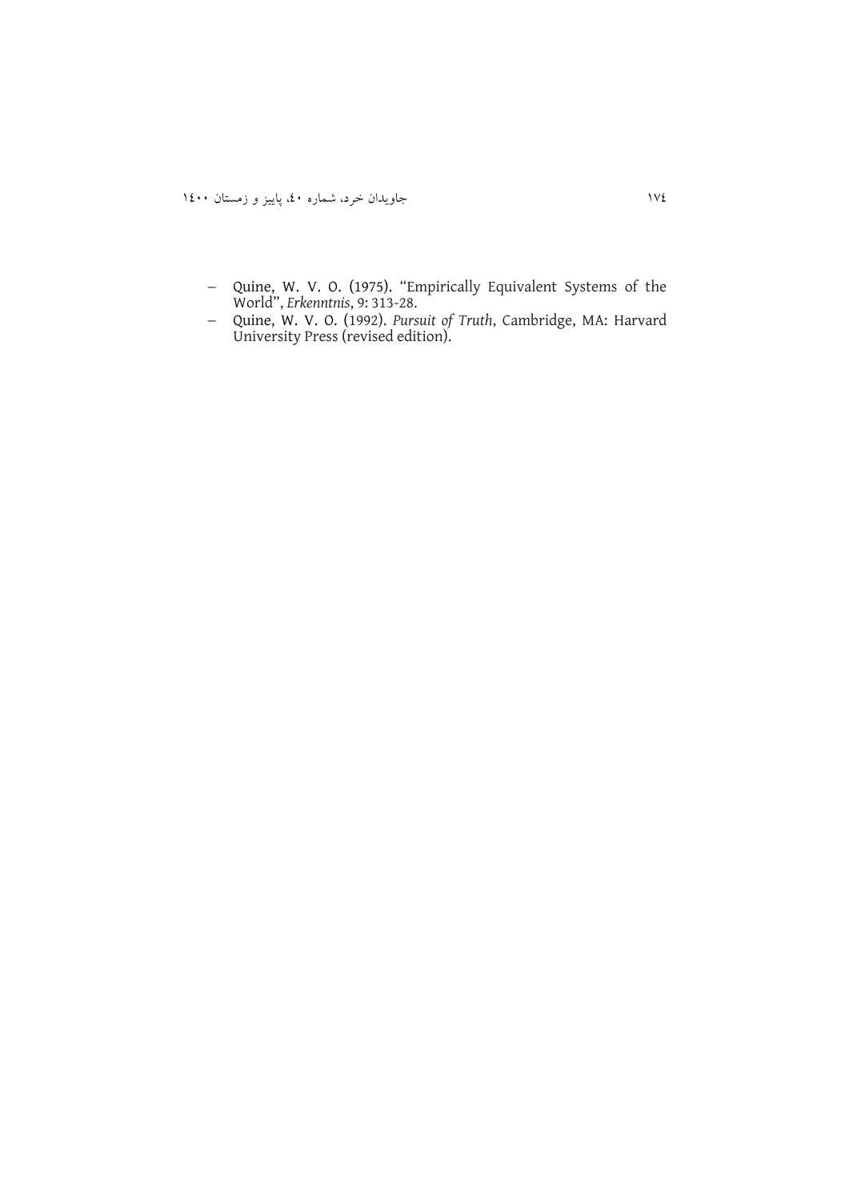- Quine, W. V. O. (1975). "Empirically Equivalent Systems of the World", *Erkenntnis*, 9: 313-28.
- Quine, W. V. O. (1992). *Pursuit of Truth*, Cambridge, MA: Harvard University Press (revised edition).